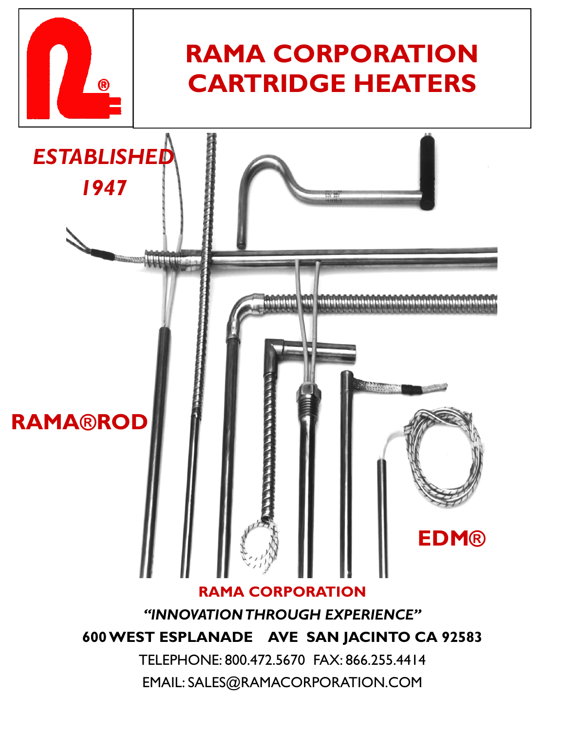# RAMA CORPORATION CARTRIDGE HEATERS

*ESTABLISHED 1947*

**RAMA®ROD**

**EDM®**

**RAMA CORPORATION**

***"INNOVATION THROUGH EXPERIENCE"***

**600 WEST ESPLANADE AVE SAN JACINTO CA 92583**

TELEPHONE: 800.472.5670 FAX: 866.255.4414

EMAIL: SALES@RAMACORPORATION.COM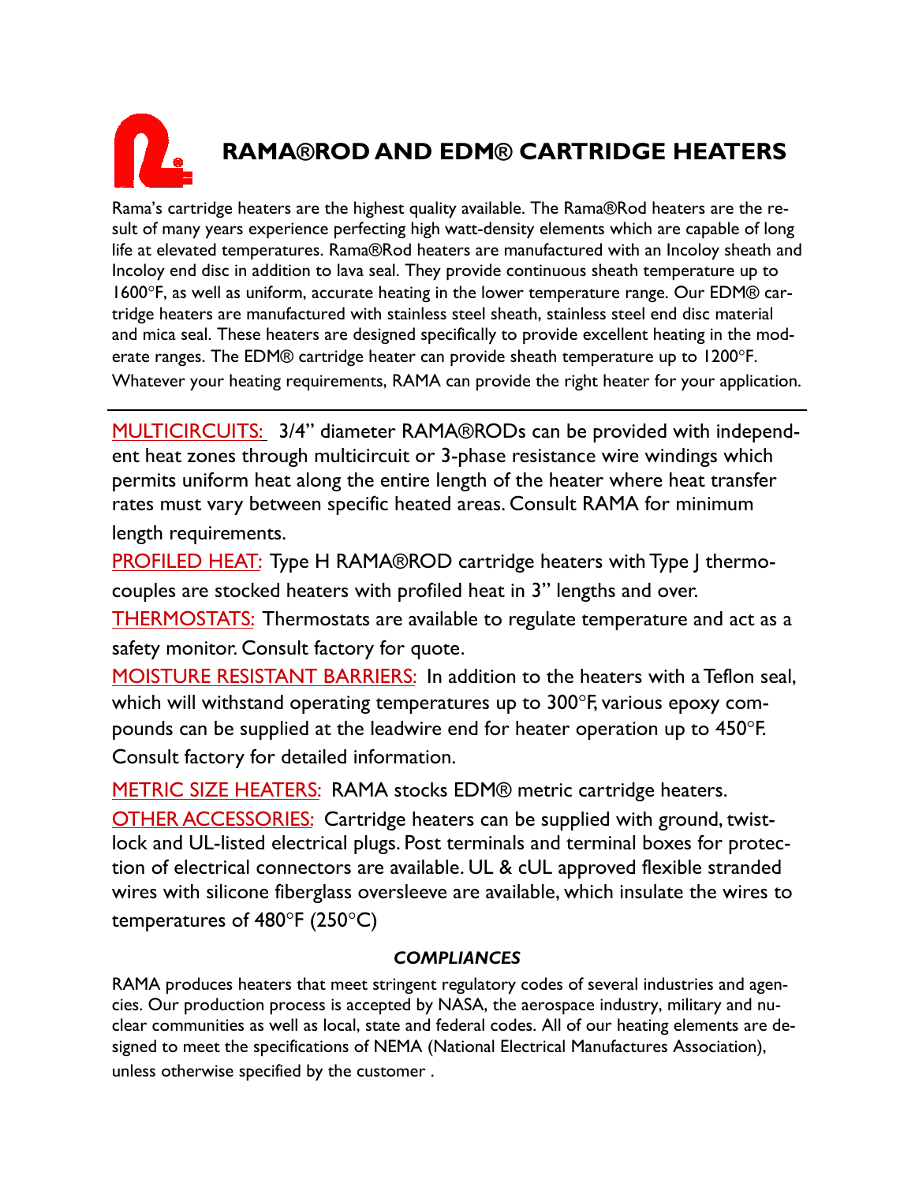# RAMA®ROD AND EDM® CARTRIDGE HEATERS

Rama's cartridge heaters are the highest quality available. The Rama®Rod heaters are the result of many years experience perfecting high watt-density elements which are capable of long life at elevated temperatures. Rama®Rod heaters are manufactured with an Incoloy sheath and Incoloy end disc in addition to lava seal. They provide continuous sheath temperature up to 1600°F, as well as uniform, accurate heating in the lower temperature range. Our EDM® cartridge heaters are manufactured with stainless steel sheath, stainless steel end disc material and mica seal. These heaters are designed specifically to provide excellent heating in the moderate ranges. The EDM® cartridge heater can provide sheath temperature up to 1200°F. Whatever your heating requirements, RAMA can provide the right heater for your application.

---

MULTICIRCUITS: 3/4" diameter RAMA®RODs can be provided with independent heat zones through multicircuit or 3-phase resistance wire windings which permits uniform heat along the entire length of the heater where heat transfer rates must vary between specific heated areas. Consult RAMA for minimum length requirements.

PROFILED HEAT: Type H RAMA®ROD cartridge heaters with Type J thermocouples are stocked heaters with profiled heat in 3" lengths and over.

THERMOSTATS: Thermostats are available to regulate temperature and act as a safety monitor. Consult factory for quote.

MOISTURE RESISTANT BARRIERS: In addition to the heaters with a Teflon seal, which will withstand operating temperatures up to 300°F, various epoxy compounds can be supplied at the leadwire end for heater operation up to 450°F. Consult factory for detailed information.

METRIC SIZE HEATERS: RAMA stocks EDM® metric cartridge heaters.

OTHER ACCESSORIES: Cartridge heaters can be supplied with ground, twist-lock and UL-listed electrical plugs. Post terminals and terminal boxes for protection of electrical connectors are available. UL & cUL approved flexible stranded wires with silicone fiberglass oversleeve are available, which insulate the wires to temperatures of 480°F (250°C)

***COMPLIANCES***

RAMA produces heaters that meet stringent regulatory codes of several industries and agencies. Our production process is accepted by NASA, the aerospace industry, military and nuclear communities as well as local, state and federal codes. All of our heating elements are designed to meet the specifications of NEMA (National Electrical Manufactures Association), unless otherwise specified by the customer .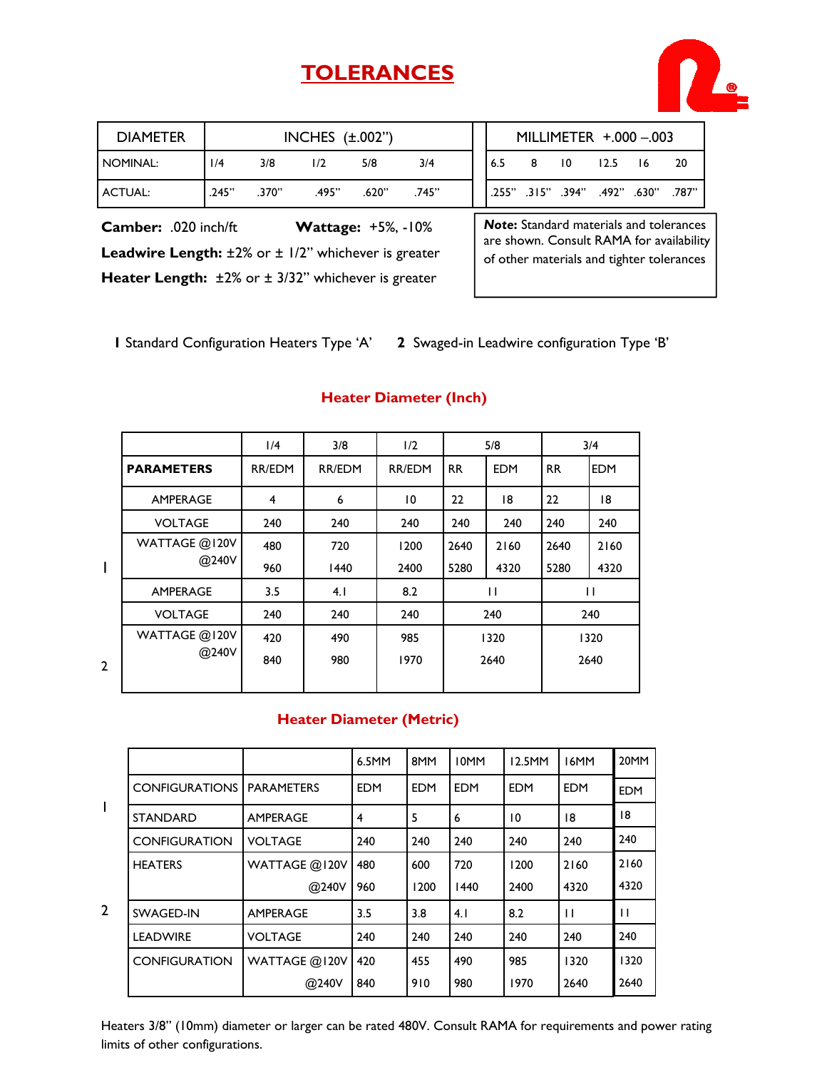# TOLERANCES

| DIAMETER | INCHES (±.002") | | | | | MILLIMETER +.000 –.003 | | | | | |
|---|---|---|---|---|---|---|---|---|---|---|---|
| NOMINAL: | 1/4 | 3/8 | 1/2 | 5/8 | 3/4 | 6.5 | 8 | 10 | 12.5 | 16 | 20 |
| ACTUAL: | .245" | .370" | .495" | .620" | .745" | .255" | .315" | .394" | .492" | .630" | .787" |

**Camber:** .020 inch/ft **Wattage:** +5%, -10%

**Leadwire Length:** ±2% or ± 1/2" whichever is greater

**Heater Length:** ±2% or ± 3/32" whichever is greater

***Note:*** Standard materials and tolerances are shown. Consult RAMA for availability of other materials and tighter tolerances

**1** Standard Configuration Heaters Type 'A' **2** Swaged-in Leadwire configuration Type 'B'

## Heater Diameter (Inch)

| | | 1/4 | 3/8 | 1/2 | 5/8 | | 3/4 | |
|---|---|---|---|---|---|---|---|---|
| | **PARAMETERS** | RR/EDM | RR/EDM | RR/EDM | RR | EDM | RR | EDM |
| 1 | AMPERAGE | 4 | 6 | 10 | 22 | 18 | 22 | 18 |
| | VOLTAGE | 240 | 240 | 240 | 240 | 240 | 240 | 240 |
| | WATTAGE @120V | 480 | 720 | 1200 | 2640 | 2160 | 2640 | 2160 |
| | @240V | 960 | 1440 | 2400 | 5280 | 4320 | 5280 | 4320 |
| 2 | AMPERAGE | 3.5 | 4.1 | 8.2 | 11 | | 11 | |
| | VOLTAGE | 240 | 240 | 240 | 240 | | 240 | |
| | WATTAGE @120V | 420 | 490 | 985 | 1320 | | 1320 | |
| | @240V | 840 | 980 | 1970 | 2640 | | 2640 | |

## Heater Diameter (Metric)

| | | | 6.5MM | 8MM | 10MM | 12.5MM | 16MM | 20MM |
|---|---|---|---|---|---|---|---|---|
| | CONFIGURATIONS | PARAMETERS | EDM | EDM | EDM | EDM | EDM | EDM |
| 1 | STANDARD | AMPERAGE | 4 | 5 | 6 | 10 | 18 | 18 |
| | CONFIGURATION | VOLTAGE | 240 | 240 | 240 | 240 | 240 | 240 |
| | HEATERS | WATTAGE @120V | 480 | 600 | 720 | 1200 | 2160 | 2160 |
| | | @240V | 960 | 1200 | 1440 | 2400 | 4320 | 4320 |
| 2 | SWAGED-IN | AMPERAGE | 3.5 | 3.8 | 4.1 | 8.2 | 11 | 11 |
| | LEADWIRE | VOLTAGE | 240 | 240 | 240 | 240 | 240 | 240 |
| | CONFIGURATION | WATTAGE @120V | 420 | 455 | 490 | 985 | 1320 | 1320 |
| | | @240V | 840 | 910 | 980 | 1970 | 2640 | 2640 |

Heaters 3/8" (10mm) diameter or larger can be rated 480V. Consult RAMA for requirements and power rating limits of other configurations.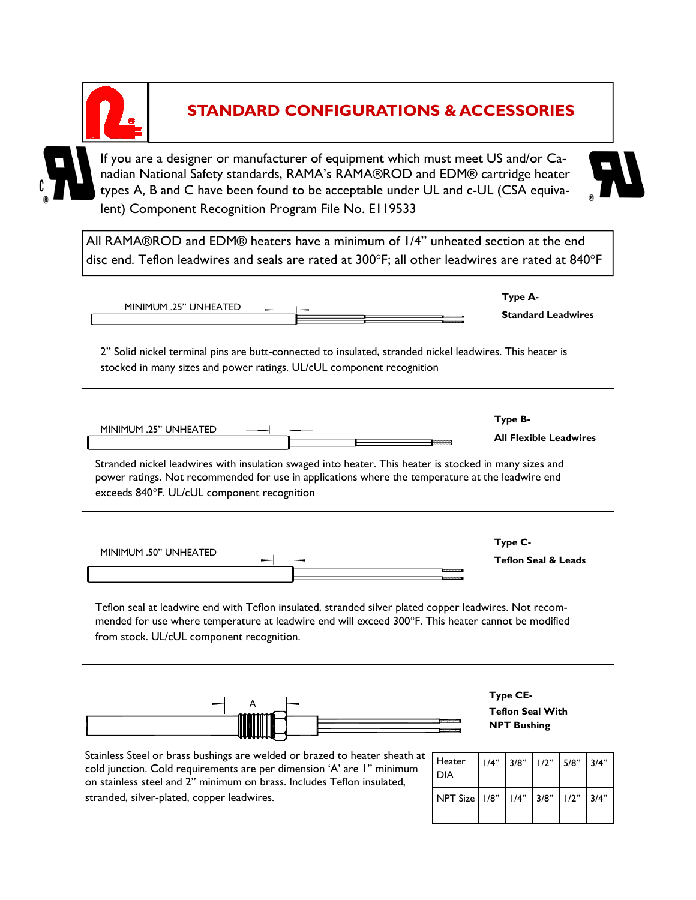# STANDARD CONFIGURATIONS & ACCESSORIES

If you are a designer or manufacturer of equipment which must meet US and/or Canadian National Safety standards, RAMA's RAMA®ROD and EDM® cartridge heater types A, B and C have been found to be acceptable under UL and c-UL (CSA equivalent) Component Recognition Program File No. E119533

All RAMA®ROD and EDM® heaters have a minimum of 1/4" unheated section at the end disc end. Teflon leadwires and seals are rated at 300°F; all other leadwires are rated at 840°F

MINIMUM .25" UNHEATED

**Type A-**

**Standard Leadwires**

2" Solid nickel terminal pins are butt-connected to insulated, stranded nickel leadwires. This heater is stocked in many sizes and power ratings. UL/cUL component recognition

---

MINIMUM .25" UNHEATED

**Type B-**

**All Flexible Leadwires**

Stranded nickel leadwires with insulation swaged into heater. This heater is stocked in many sizes and power ratings. Not recommended for use in applications where the temperature at the leadwire end exceeds 840°F. UL/cUL component recognition

---

MINIMUM .50" UNHEATED

**Type C-**

**Teflon Seal & Leads**

Teflon seal at leadwire end with Teflon insulated, stranded silver plated copper leadwires. Not recommended for use where temperature at leadwire end will exceed 300°F. This heater cannot be modified from stock. UL/cUL component recognition.

---

A

**Type CE-**

**Teflon Seal With NPT Bushing**

Stainless Steel or brass bushings are welded or brazed to heater sheath at cold junction. Cold requirements are per dimension 'A' are 1" minimum on stainless steel and 2" minimum on brass. Includes Teflon insulated, stranded, silver-plated, copper leadwires.

| Heater DIA | 1/4" | 3/8" | 1/2" | 5/8" | 3/4" |
|---|---|---|---|---|---|
| NPT Size | 1/8" | 1/4" | 3/8" | 1/2" | 3/4" |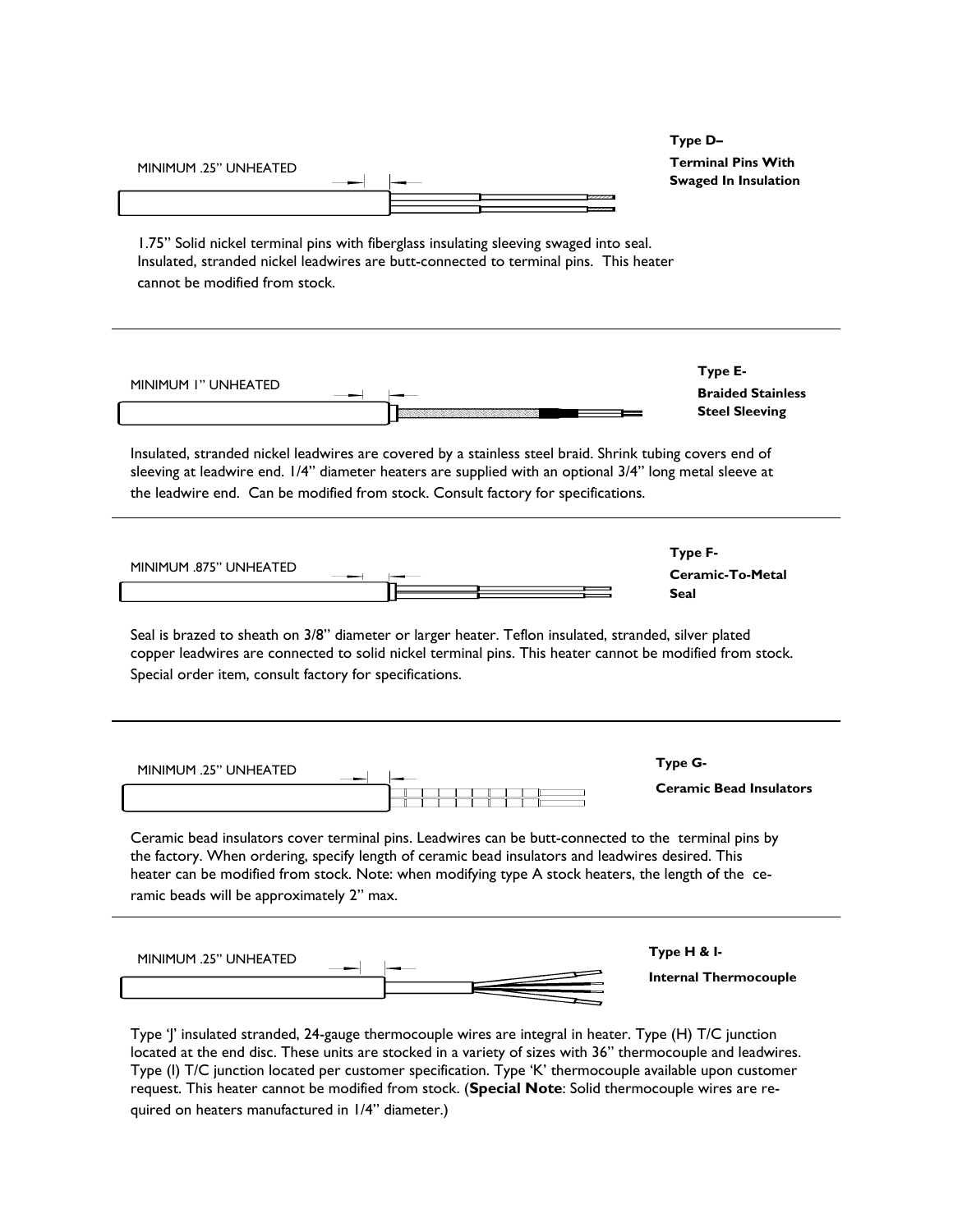**Type D–**
**Terminal Pins With Swaged In Insulation**

MINIMUM .25" UNHEATED

1.75" Solid nickel terminal pins with fiberglass insulating sleeving swaged into seal. Insulated, stranded nickel leadwires are butt-connected to terminal pins. This heater cannot be modified from stock.

---

**Type E-**
**Braided Stainless Steel Sleeving**

MINIMUM 1" UNHEATED

Insulated, stranded nickel leadwires are covered by a stainless steel braid. Shrink tubing covers end of sleeving at leadwire end. 1/4" diameter heaters are supplied with an optional 3/4" long metal sleeve at the leadwire end. Can be modified from stock. Consult factory for specifications.

---

**Type F-**
**Ceramic-To-Metal Seal**

MINIMUM .875" UNHEATED

Seal is brazed to sheath on 3/8" diameter or larger heater. Teflon insulated, stranded, silver plated copper leadwires are connected to solid nickel terminal pins. This heater cannot be modified from stock. Special order item, consult factory for specifications.

---

**Type G-**
**Ceramic Bead Insulators**

MINIMUM .25" UNHEATED

Ceramic bead insulators cover terminal pins. Leadwires can be butt-connected to the terminal pins by the factory. When ordering, specify length of ceramic bead insulators and leadwires desired. This heater can be modified from stock. Note: when modifying type A stock heaters, the length of the ceramic beads will be approximately 2" max.

---

**Type H & I-**
**Internal Thermocouple**

MINIMUM .25" UNHEATED

Type 'J' insulated stranded, 24-gauge thermocouple wires are integral in heater. Type (H) T/C junction located at the end disc. These units are stocked in a variety of sizes with 36" thermocouple and leadwires. Type (I) T/C junction located per customer specification. Type 'K' thermocouple available upon customer request. This heater cannot be modified from stock. (**Special Note**: Solid thermocouple wires are required on heaters manufactured in 1/4" diameter.)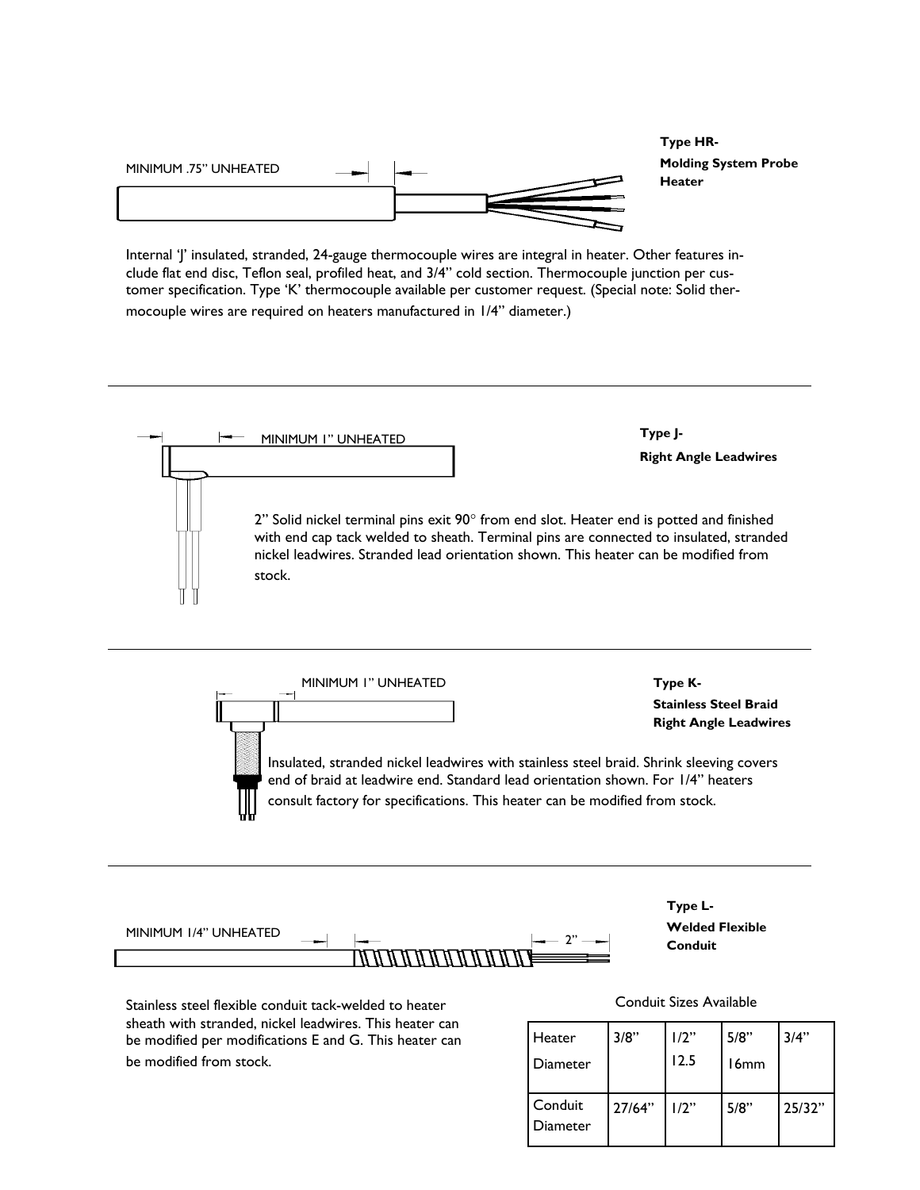**Type HR-**
**Molding System Probe Heater**

MINIMUM .75" UNHEATED

Internal 'J' insulated, stranded, 24-gauge thermocouple wires are integral in heater. Other features include flat end disc, Teflon seal, profiled heat, and 3/4" cold section. Thermocouple junction per customer specification. Type 'K' thermocouple available per customer request. (Special note: Solid thermocouple wires are required on heaters manufactured in 1/4" diameter.)

---

**Type J-**
**Right Angle Leadwires**

MINIMUM 1" UNHEATED

2" Solid nickel terminal pins exit 90° from end slot. Heater end is potted and finished with end cap tack welded to sheath. Terminal pins are connected to insulated, stranded nickel leadwires. Stranded lead orientation shown. This heater can be modified from stock.

---

**Type K-**
**Stainless Steel Braid Right Angle Leadwires**

MINIMUM 1" UNHEATED

Insulated, stranded nickel leadwires with stainless steel braid. Shrink sleeving covers end of braid at leadwire end. Standard lead orientation shown. For 1/4" heaters consult factory for specifications. This heater can be modified from stock.

---

**Type L-**
**Welded Flexible Conduit**

MINIMUM 1/4" UNHEATED

2"

Stainless steel flexible conduit tack-welded to heater sheath with stranded, nickel leadwires. This heater can be modified per modifications E and G. This heater can be modified from stock.

Conduit Sizes Available

| Heater Diameter | 3/8" | 1/2" 12.5 | 5/8" 16mm | 3/4" |
|---|---|---|---|---|
| Conduit Diameter | 27/64" | 1/2" | 5/8" | 25/32" |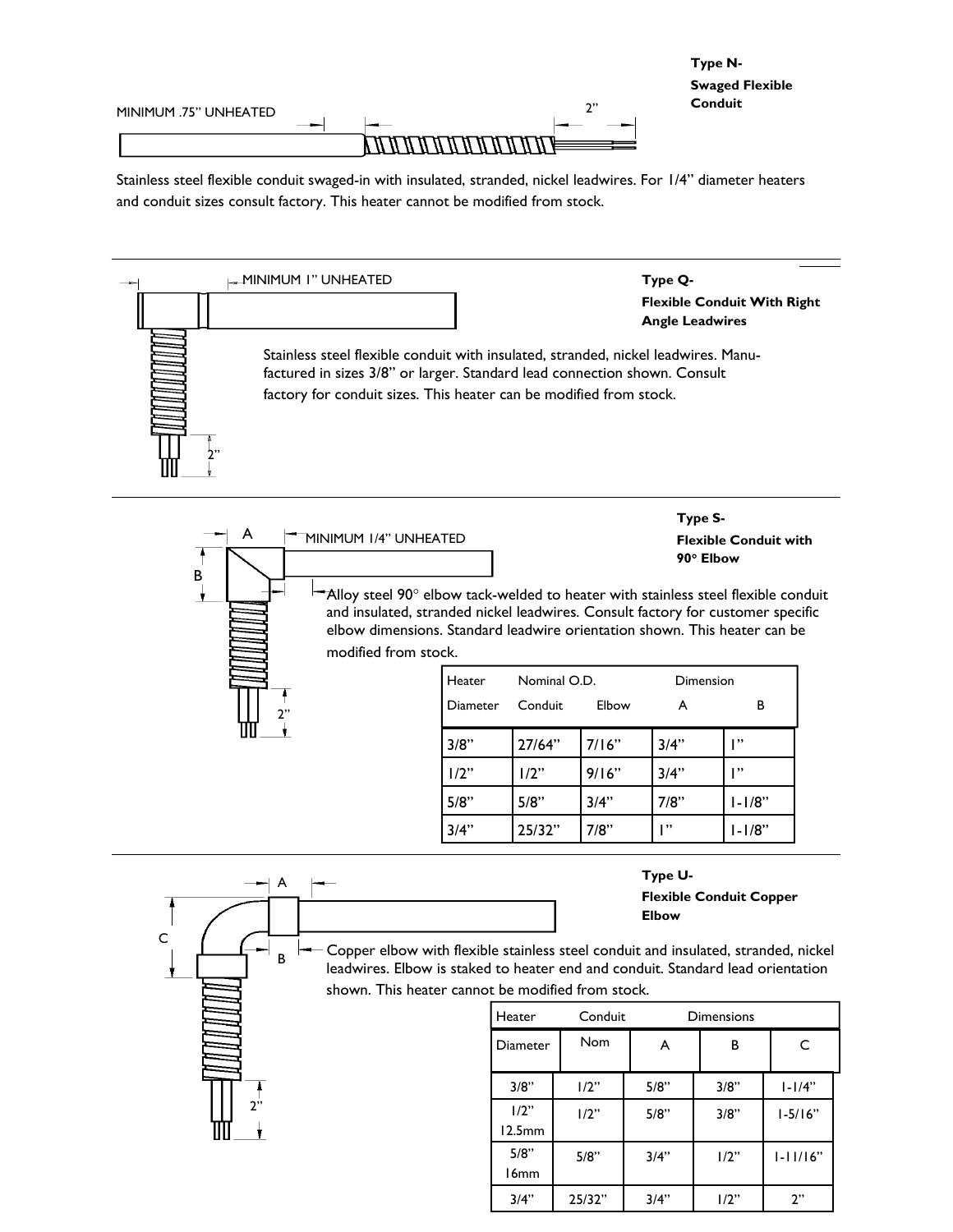**Type N-**

**Swaged Flexible Conduit**

MINIMUM .75" UNHEATED

2"

Stainless steel flexible conduit swaged-in with insulated, stranded, nickel leadwires. For 1/4" diameter heaters and conduit sizes consult factory. This heater cannot be modified from stock.

---

**Type Q-**

**Flexible Conduit With Right Angle Leadwires**

MINIMUM 1" UNHEATED

Stainless steel flexible conduit with insulated, stranded, nickel leadwires. Manufactured in sizes 3/8" or larger. Standard lead connection shown. Consult factory for conduit sizes. This heater can be modified from stock.

2"

---

**Type S-**

**Flexible Conduit with 90° Elbow**

A MINIMUM 1/4" UNHEATED

B

Alloy steel 90° elbow tack-welded to heater with stainless steel flexible conduit and insulated, stranded nickel leadwires. Consult factory for customer specific elbow dimensions. Standard leadwire orientation shown. This heater can be modified from stock.

2"

| Heater | Nominal O.D. | | Dimension | |
|---|---|---|---|---|
| Diameter | Conduit | Elbow | A | B |
| 3/8" | 27/64" | 7/16" | 3/4" | 1" |
| 1/2" | 1/2" | 9/16" | 3/4" | 1" |
| 5/8" | 5/8" | 3/4" | 7/8" | 1-1/8" |
| 3/4" | 25/32" | 7/8" | 1" | 1-1/8" |

---

**Type U-**

**Flexible Conduit Copper Elbow**

A

C

B

Copper elbow with flexible stainless steel conduit and insulated, stranded, nickel leadwires. Elbow is staked to heater end and conduit. Standard lead orientation shown. This heater cannot be modified from stock.

2"

| Heater | Conduit | Dimensions | | |
|---|---|---|---|---|
| Diameter | Nom | A | B | C |
| 3/8" | 1/2" | 5/8" | 3/8" | 1-1/4" |
| 1/2" 12.5mm | 1/2" | 5/8" | 3/8" | 1-5/16" |
| 5/8" 16mm | 5/8" | 3/4" | 1/2" | 1-11/16" |
| 3/4" | 25/32" | 3/4" | 1/2" | 2" |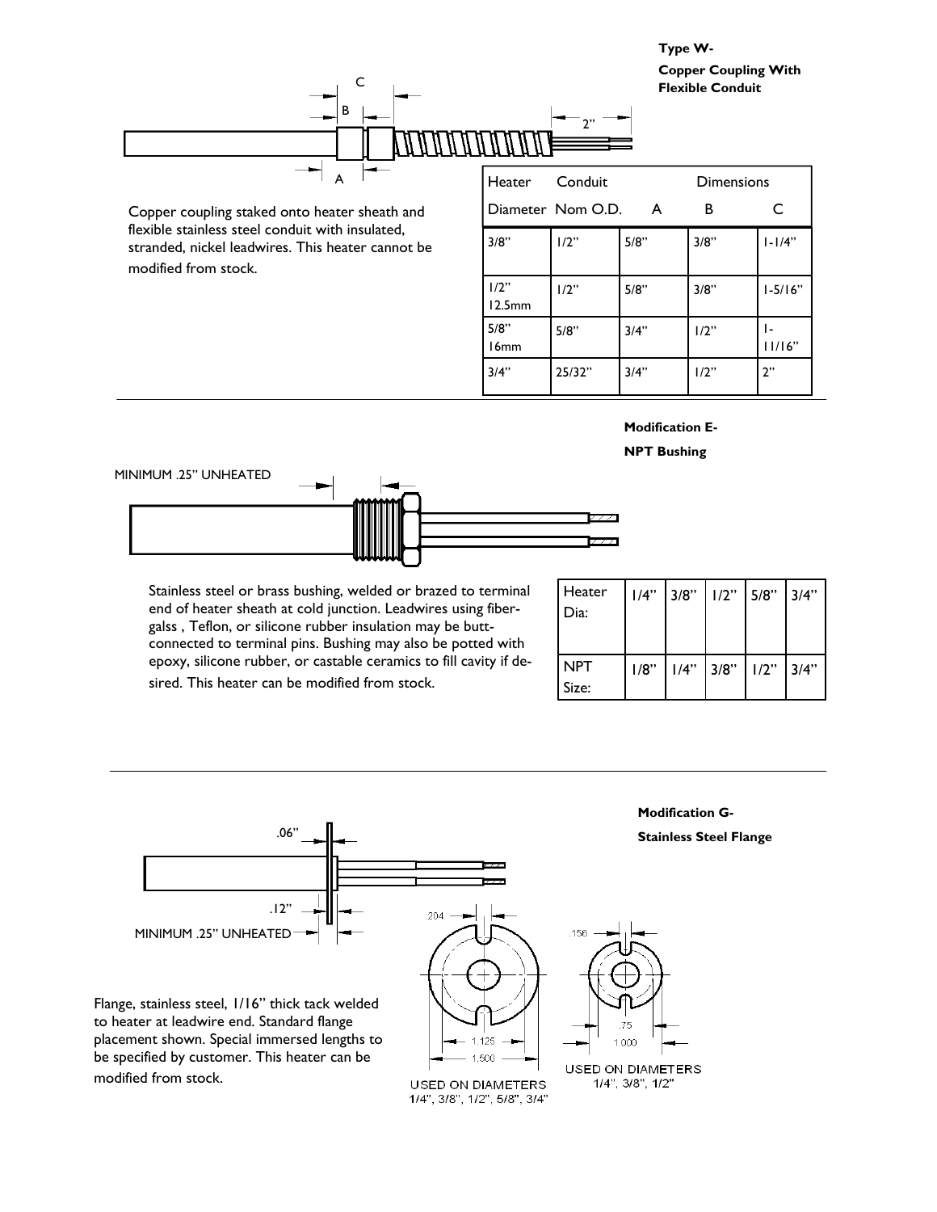### Type W-
### Copper Coupling With Flexible Conduit

Copper coupling staked onto heater sheath and flexible stainless steel conduit with insulated, stranded, nickel leadwires. This heater cannot be modified from stock.

| Heater Diameter | Conduit Nom O.D. | Dimensions A | B | C |
|---|---|---|---|---|
| 3/8" | 1/2" | 5/8" | 3/8" | 1-1/4" |
| 1/2" 12.5mm | 1/2" | 5/8" | 3/8" | 1-5/16" |
| 5/8" 16mm | 5/8" | 3/4" | 1/2" | 1-11/16" |
| 3/4" | 25/32" | 3/4" | 1/2" | 2" |

---

### Modification E-
### NPT Bushing

MINIMUM .25" UNHEATED

Stainless steel or brass bushing, welded or brazed to terminal end of heater sheath at cold junction. Leadwires using fiber-galss , Teflon, or silicone rubber insulation may be butt-connected to terminal pins. Bushing may also be potted with epoxy, silicone rubber, or castable ceramics to fill cavity if desired. This heater can be modified from stock.

| Heater Dia: | 1/4" | 3/8" | 1/2" | 5/8" | 3/4" |
|---|---|---|---|---|---|
| NPT Size: | 1/8" | 1/4" | 3/8" | 1/2" | 3/4" |

---

### Modification G-
### Stainless Steel Flange

.06"

.12"

MINIMUM .25" UNHEATED

Flange, stainless steel, 1/16" thick tack welded to heater at leadwire end. Standard flange placement shown. Special immersed lengths to be specified by customer. This heater can be modified from stock.

.204

1.125

1.500

USED ON DIAMETERS 1/4", 3/8", 1/2", 5/8", 3/4"

.156

.75

1.000

USED ON DIAMETERS 1/4", 3/8", 1/2"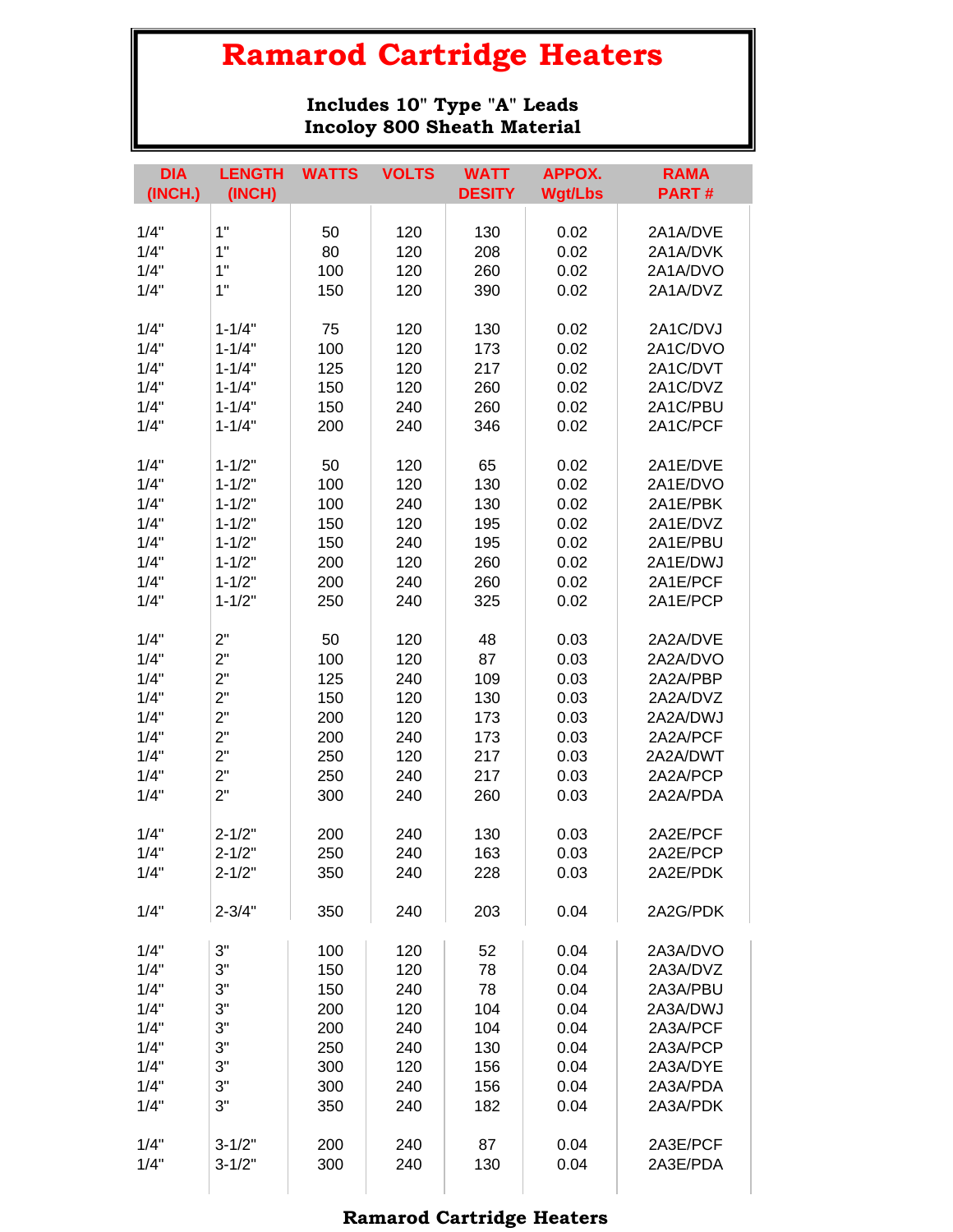# Ramarod Cartridge Heaters

**Includes 10" Type "A" Leads**
**Incoloy 800 Sheath Material**

| DIA (INCH.) | LENGTH (INCH) | WATTS | VOLTS | WATT DESITY | APPOX. Wgt/Lbs | RAMA PART # |
|---|---|---|---|---|---|---|
| 1/4" | 1" | 50 | 120 | 130 | 0.02 | 2A1A/DVE |
| 1/4" | 1" | 80 | 120 | 208 | 0.02 | 2A1A/DVK |
| 1/4" | 1" | 100 | 120 | 260 | 0.02 | 2A1A/DVO |
| 1/4" | 1" | 150 | 120 | 390 | 0.02 | 2A1A/DVZ |
| 1/4" | 1-1/4" | 75 | 120 | 130 | 0.02 | 2A1C/DVJ |
| 1/4" | 1-1/4" | 100 | 120 | 173 | 0.02 | 2A1C/DVO |
| 1/4" | 1-1/4" | 125 | 120 | 217 | 0.02 | 2A1C/DVT |
| 1/4" | 1-1/4" | 150 | 120 | 260 | 0.02 | 2A1C/DVZ |
| 1/4" | 1-1/4" | 150 | 240 | 260 | 0.02 | 2A1C/PBU |
| 1/4" | 1-1/4" | 200 | 240 | 346 | 0.02 | 2A1C/PCF |
| 1/4" | 1-1/2" | 50 | 120 | 65 | 0.02 | 2A1E/DVE |
| 1/4" | 1-1/2" | 100 | 120 | 130 | 0.02 | 2A1E/DVO |
| 1/4" | 1-1/2" | 100 | 240 | 130 | 0.02 | 2A1E/PBK |
| 1/4" | 1-1/2" | 150 | 120 | 195 | 0.02 | 2A1E/DVZ |
| 1/4" | 1-1/2" | 150 | 240 | 195 | 0.02 | 2A1E/PBU |
| 1/4" | 1-1/2" | 200 | 120 | 260 | 0.02 | 2A1E/DWJ |
| 1/4" | 1-1/2" | 200 | 240 | 260 | 0.02 | 2A1E/PCF |
| 1/4" | 1-1/2" | 250 | 240 | 325 | 0.02 | 2A1E/PCP |
| 1/4" | 2" | 50 | 120 | 48 | 0.03 | 2A2A/DVE |
| 1/4" | 2" | 100 | 120 | 87 | 0.03 | 2A2A/DVO |
| 1/4" | 2" | 125 | 240 | 109 | 0.03 | 2A2A/PBP |
| 1/4" | 2" | 150 | 120 | 130 | 0.03 | 2A2A/DVZ |
| 1/4" | 2" | 200 | 120 | 173 | 0.03 | 2A2A/DWJ |
| 1/4" | 2" | 200 | 240 | 173 | 0.03 | 2A2A/PCF |
| 1/4" | 2" | 250 | 120 | 217 | 0.03 | 2A2A/DWT |
| 1/4" | 2" | 250 | 240 | 217 | 0.03 | 2A2A/PCP |
| 1/4" | 2" | 300 | 240 | 260 | 0.03 | 2A2A/PDA |
| 1/4" | 2-1/2" | 200 | 240 | 130 | 0.03 | 2A2E/PCF |
| 1/4" | 2-1/2" | 250 | 240 | 163 | 0.03 | 2A2E/PCP |
| 1/4" | 2-1/2" | 350 | 240 | 228 | 0.03 | 2A2E/PDK |
| 1/4" | 2-3/4" | 350 | 240 | 203 | 0.04 | 2A2G/PDK |
| 1/4" | 3" | 100 | 120 | 52 | 0.04 | 2A3A/DVO |
| 1/4" | 3" | 150 | 120 | 78 | 0.04 | 2A3A/DVZ |
| 1/4" | 3" | 150 | 240 | 78 | 0.04 | 2A3A/PBU |
| 1/4" | 3" | 200 | 120 | 104 | 0.04 | 2A3A/DWJ |
| 1/4" | 3" | 200 | 240 | 104 | 0.04 | 2A3A/PCF |
| 1/4" | 3" | 250 | 240 | 130 | 0.04 | 2A3A/PCP |
| 1/4" | 3" | 300 | 120 | 156 | 0.04 | 2A3A/DYE |
| 1/4" | 3" | 300 | 240 | 156 | 0.04 | 2A3A/PDA |
| 1/4" | 3" | 350 | 240 | 182 | 0.04 | 2A3A/PDK |
| 1/4" | 3-1/2" | 200 | 240 | 87 | 0.04 | 2A3E/PCF |
| 1/4" | 3-1/2" | 300 | 240 | 130 | 0.04 | 2A3E/PDA |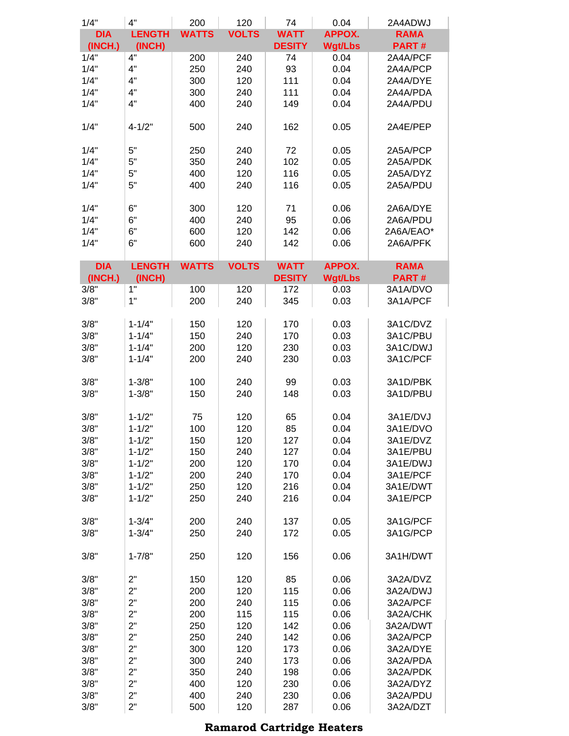| 1/4" | 4" | 200 | 120 | 74 | 0.04 | 2A4ADWJ |
|---|---|---|---|---|---|---|
| **DIA (INCH.)** | **LENGTH (INCH)** | **WATTS** | **VOLTS** | **WATT DESITY** | **APPOX. Wgt/Lbs** | **RAMA PART #** |
| 1/4" | 4" | 200 | 240 | 74 | 0.04 | 2A4A/PCF |
| 1/4" | 4" | 250 | 240 | 93 | 0.04 | 2A4A/PCP |
| 1/4" | 4" | 300 | 120 | 111 | 0.04 | 2A4A/DYE |
| 1/4" | 4" | 300 | 240 | 111 | 0.04 | 2A4A/PDA |
| 1/4" | 4" | 400 | 240 | 149 | 0.04 | 2A4A/PDU |
| 1/4" | 4-1/2" | 500 | 240 | 162 | 0.05 | 2A4E/PEP |
| 1/4" | 5" | 250 | 240 | 72 | 0.05 | 2A5A/PCP |
| 1/4" | 5" | 350 | 240 | 102 | 0.05 | 2A5A/PDK |
| 1/4" | 5" | 400 | 120 | 116 | 0.05 | 2A5A/DYZ |
| 1/4" | 5" | 400 | 240 | 116 | 0.05 | 2A5A/PDU |
| 1/4" | 6" | 300 | 120 | 71 | 0.06 | 2A6A/DYE |
| 1/4" | 6" | 400 | 240 | 95 | 0.06 | 2A6A/PDU |
| 1/4" | 6" | 600 | 120 | 142 | 0.06 | 2A6A/EAO* |
| 1/4" | 6" | 600 | 240 | 142 | 0.06 | 2A6A/PFK |

| DIA (INCH.) | LENGTH (INCH) | WATTS | VOLTS | WATT DESITY | APPOX. Wgt/Lbs | RAMA PART # |
|---|---|---|---|---|---|---|
| 3/8" | 1" | 100 | 120 | 172 | 0.03 | 3A1A/DVO |
| 3/8" | 1" | 200 | 240 | 345 | 0.03 | 3A1A/PCF |
| 3/8" | 1-1/4" | 150 | 120 | 170 | 0.03 | 3A1C/DVZ |
| 3/8" | 1-1/4" | 150 | 240 | 170 | 0.03 | 3A1C/PBU |
| 3/8" | 1-1/4" | 200 | 120 | 230 | 0.03 | 3A1C/DWJ |
| 3/8" | 1-1/4" | 200 | 240 | 230 | 0.03 | 3A1C/PCF |
| 3/8" | 1-3/8" | 100 | 240 | 99 | 0.03 | 3A1D/PBK |
| 3/8" | 1-3/8" | 150 | 240 | 148 | 0.03 | 3A1D/PBU |
| 3/8" | 1-1/2" | 75 | 120 | 65 | 0.04 | 3A1E/DVJ |
| 3/8" | 1-1/2" | 100 | 120 | 85 | 0.04 | 3A1E/DVO |
| 3/8" | 1-1/2" | 150 | 120 | 127 | 0.04 | 3A1E/DVZ |
| 3/8" | 1-1/2" | 150 | 240 | 127 | 0.04 | 3A1E/PBU |
| 3/8" | 1-1/2" | 200 | 120 | 170 | 0.04 | 3A1E/DWJ |
| 3/8" | 1-1/2" | 200 | 240 | 170 | 0.04 | 3A1E/PCF |
| 3/8" | 1-1/2" | 250 | 120 | 216 | 0.04 | 3A1E/DWT |
| 3/8" | 1-1/2" | 250 | 240 | 216 | 0.04 | 3A1E/PCP |
| 3/8" | 1-3/4" | 200 | 240 | 137 | 0.05 | 3A1G/PCF |
| 3/8" | 1-3/4" | 250 | 240 | 172 | 0.05 | 3A1G/PCP |
| 3/8" | 1-7/8" | 250 | 120 | 156 | 0.06 | 3A1H/DWT |
| 3/8" | 2" | 150 | 120 | 85 | 0.06 | 3A2A/DVZ |
| 3/8" | 2" | 200 | 120 | 115 | 0.06 | 3A2A/DWJ |
| 3/8" | 2" | 200 | 240 | 115 | 0.06 | 3A2A/PCF |
| 3/8" | 2" | 200 | 115 | 115 | 0.06 | 3A2A/CHK |
| 3/8" | 2" | 250 | 120 | 142 | 0.06 | 3A2A/DWT |
| 3/8" | 2" | 250 | 240 | 142 | 0.06 | 3A2A/PCP |
| 3/8" | 2" | 300 | 120 | 173 | 0.06 | 3A2A/DYE |
| 3/8" | 2" | 300 | 240 | 173 | 0.06 | 3A2A/PDA |
| 3/8" | 2" | 350 | 240 | 198 | 0.06 | 3A2A/PDK |
| 3/8" | 2" | 400 | 120 | 230 | 0.06 | 3A2A/DYZ |
| 3/8" | 2" | 400 | 240 | 230 | 0.06 | 3A2A/PDU |
| 3/8" | 2" | 500 | 120 | 287 | 0.06 | 3A2A/DZT |

**Ramarod Cartridge Heaters**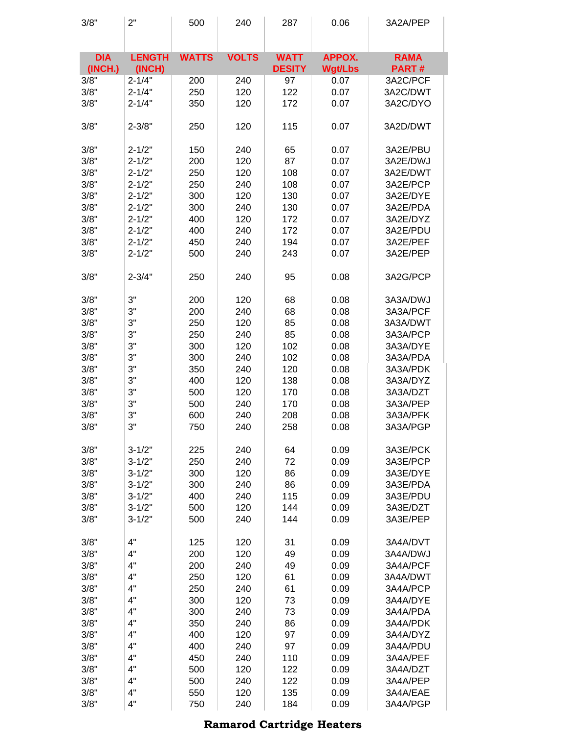| 3/8" | 2" | 500 | 240 | 287 | 0.06 | 3A2A/PEP |
|---|---|---|---|---|---|---|

| DIA (INCH.) | LENGTH (INCH) | WATTS | VOLTS | WATT DESITY | APPOX. Wgt/Lbs | RAMA PART # |
|---|---|---|---|---|---|---|
| 3/8" | 2-1/4" | 200 | 240 | 97 | 0.07 | 3A2C/PCF |
| 3/8" | 2-1/4" | 250 | 120 | 122 | 0.07 | 3A2C/DWT |
| 3/8" | 2-1/4" | 350 | 120 | 172 | 0.07 | 3A2C/DYO |
| | | | | | | |
| 3/8" | 2-3/8" | 250 | 120 | 115 | 0.07 | 3A2D/DWT |
| | | | | | | |
| 3/8" | 2-1/2" | 150 | 240 | 65 | 0.07 | 3A2E/PBU |
| 3/8" | 2-1/2" | 200 | 120 | 87 | 0.07 | 3A2E/DWJ |
| 3/8" | 2-1/2" | 250 | 120 | 108 | 0.07 | 3A2E/DWT |
| 3/8" | 2-1/2" | 250 | 240 | 108 | 0.07 | 3A2E/PCP |
| 3/8" | 2-1/2" | 300 | 120 | 130 | 0.07 | 3A2E/DYE |
| 3/8" | 2-1/2" | 300 | 240 | 130 | 0.07 | 3A2E/PDA |
| 3/8" | 2-1/2" | 400 | 120 | 172 | 0.07 | 3A2E/DYZ |
| 3/8" | 2-1/2" | 400 | 240 | 172 | 0.07 | 3A2E/PDU |
| 3/8" | 2-1/2" | 450 | 240 | 194 | 0.07 | 3A2E/PEF |
| 3/8" | 2-1/2" | 500 | 240 | 243 | 0.07 | 3A2E/PEP |
| | | | | | | |
| 3/8" | 2-3/4" | 250 | 240 | 95 | 0.08 | 3A2G/PCP |
| | | | | | | |
| 3/8" | 3" | 200 | 120 | 68 | 0.08 | 3A3A/DWJ |
| 3/8" | 3" | 200 | 240 | 68 | 0.08 | 3A3A/PCF |
| 3/8" | 3" | 250 | 120 | 85 | 0.08 | 3A3A/DWT |
| 3/8" | 3" | 250 | 240 | 85 | 0.08 | 3A3A/PCP |
| 3/8" | 3" | 300 | 120 | 102 | 0.08 | 3A3A/DYE |
| 3/8" | 3" | 300 | 240 | 102 | 0.08 | 3A3A/PDA |
| 3/8" | 3" | 350 | 240 | 120 | 0.08 | 3A3A/PDK |
| 3/8" | 3" | 400 | 120 | 138 | 0.08 | 3A3A/DYZ |
| 3/8" | 3" | 500 | 120 | 170 | 0.08 | 3A3A/DZT |
| 3/8" | 3" | 500 | 240 | 170 | 0.08 | 3A3A/PEP |
| 3/8" | 3" | 600 | 240 | 208 | 0.08 | 3A3A/PFK |
| 3/8" | 3" | 750 | 240 | 258 | 0.08 | 3A3A/PGP |
| | | | | | | |
| 3/8" | 3-1/2" | 225 | 240 | 64 | 0.09 | 3A3E/PCK |
| 3/8" | 3-1/2" | 250 | 240 | 72 | 0.09 | 3A3E/PCP |
| 3/8" | 3-1/2" | 300 | 120 | 86 | 0.09 | 3A3E/DYE |
| 3/8" | 3-1/2" | 300 | 240 | 86 | 0.09 | 3A3E/PDA |
| 3/8" | 3-1/2" | 400 | 240 | 115 | 0.09 | 3A3E/PDU |
| 3/8" | 3-1/2" | 500 | 120 | 144 | 0.09 | 3A3E/DZT |
| 3/8" | 3-1/2" | 500 | 240 | 144 | 0.09 | 3A3E/PEP |
| | | | | | | |
| 3/8" | 4" | 125 | 120 | 31 | 0.09 | 3A4A/DVT |
| 3/8" | 4" | 200 | 120 | 49 | 0.09 | 3A4A/DWJ |
| 3/8" | 4" | 200 | 240 | 49 | 0.09 | 3A4A/PCF |
| 3/8" | 4" | 250 | 120 | 61 | 0.09 | 3A4A/DWT |
| 3/8" | 4" | 250 | 240 | 61 | 0.09 | 3A4A/PCP |
| 3/8" | 4" | 300 | 120 | 73 | 0.09 | 3A4A/DYE |
| 3/8" | 4" | 300 | 240 | 73 | 0.09 | 3A4A/PDA |
| 3/8" | 4" | 350 | 240 | 86 | 0.09 | 3A4A/PDK |
| 3/8" | 4" | 400 | 120 | 97 | 0.09 | 3A4A/DYZ |
| 3/8" | 4" | 400 | 240 | 97 | 0.09 | 3A4A/PDU |
| 3/8" | 4" | 450 | 240 | 110 | 0.09 | 3A4A/PEF |
| 3/8" | 4" | 500 | 120 | 122 | 0.09 | 3A4A/DZT |
| 3/8" | 4" | 500 | 240 | 122 | 0.09 | 3A4A/PEP |
| 3/8" | 4" | 550 | 120 | 135 | 0.09 | 3A4A/EAE |
| 3/8" | 4" | 750 | 240 | 184 | 0.09 | 3A4A/PGP |

**Ramarod Cartridge Heaters**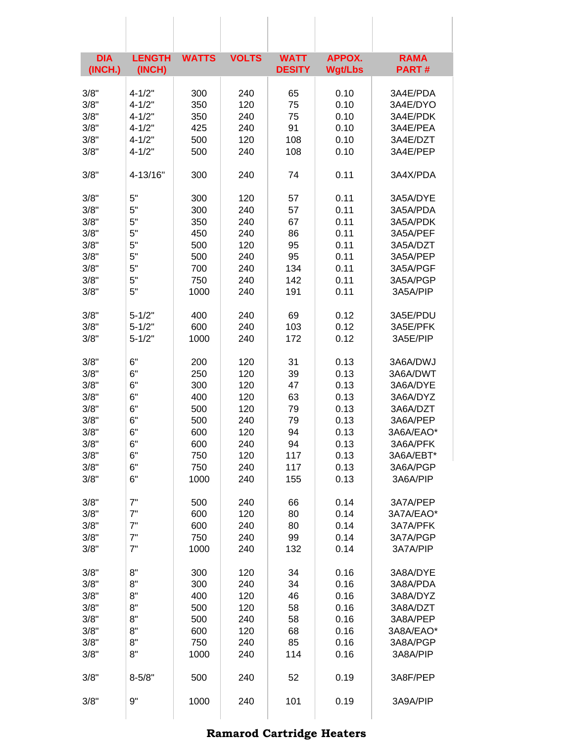| DIA (INCH.) | LENGTH (INCH) | WATTS | VOLTS | WATT DESITY | APPOX. Wgt/Lbs | RAMA PART # |
|---|---|---|---|---|---|---|
| 3/8" | 4-1/2" | 300 | 240 | 65 | 0.10 | 3A4E/PDA |
| 3/8" | 4-1/2" | 350 | 120 | 75 | 0.10 | 3A4E/DYO |
| 3/8" | 4-1/2" | 350 | 240 | 75 | 0.10 | 3A4E/PDK |
| 3/8" | 4-1/2" | 425 | 240 | 91 | 0.10 | 3A4E/PEA |
| 3/8" | 4-1/2" | 500 | 120 | 108 | 0.10 | 3A4E/DZT |
| 3/8" | 4-1/2" | 500 | 240 | 108 | 0.10 | 3A4E/PEP |
| 3/8" | 4-13/16" | 300 | 240 | 74 | 0.11 | 3A4X/PDA |
| 3/8" | 5" | 300 | 120 | 57 | 0.11 | 3A5A/DYE |
| 3/8" | 5" | 300 | 240 | 57 | 0.11 | 3A5A/PDA |
| 3/8" | 5" | 350 | 240 | 67 | 0.11 | 3A5A/PDK |
| 3/8" | 5" | 450 | 240 | 86 | 0.11 | 3A5A/PEF |
| 3/8" | 5" | 500 | 120 | 95 | 0.11 | 3A5A/DZT |
| 3/8" | 5" | 500 | 240 | 95 | 0.11 | 3A5A/PEP |
| 3/8" | 5" | 700 | 240 | 134 | 0.11 | 3A5A/PGF |
| 3/8" | 5" | 750 | 240 | 142 | 0.11 | 3A5A/PGP |
| 3/8" | 5" | 1000 | 240 | 191 | 0.11 | 3A5A/PIP |
| 3/8" | 5-1/2" | 400 | 240 | 69 | 0.12 | 3A5E/PDU |
| 3/8" | 5-1/2" | 600 | 240 | 103 | 0.12 | 3A5E/PFK |
| 3/8" | 5-1/2" | 1000 | 240 | 172 | 0.12 | 3A5E/PIP |
| 3/8" | 6" | 200 | 120 | 31 | 0.13 | 3A6A/DWJ |
| 3/8" | 6" | 250 | 120 | 39 | 0.13 | 3A6A/DWT |
| 3/8" | 6" | 300 | 120 | 47 | 0.13 | 3A6A/DYE |
| 3/8" | 6" | 400 | 120 | 63 | 0.13 | 3A6A/DYZ |
| 3/8" | 6" | 500 | 120 | 79 | 0.13 | 3A6A/DZT |
| 3/8" | 6" | 500 | 240 | 79 | 0.13 | 3A6A/PEP |
| 3/8" | 6" | 600 | 120 | 94 | 0.13 | 3A6A/EAO* |
| 3/8" | 6" | 600 | 240 | 94 | 0.13 | 3A6A/PFK |
| 3/8" | 6" | 750 | 120 | 117 | 0.13 | 3A6A/EBT* |
| 3/8" | 6" | 750 | 240 | 117 | 0.13 | 3A6A/PGP |
| 3/8" | 6" | 1000 | 240 | 155 | 0.13 | 3A6A/PIP |
| 3/8" | 7" | 500 | 240 | 66 | 0.14 | 3A7A/PEP |
| 3/8" | 7" | 600 | 120 | 80 | 0.14 | 3A7A/EAO* |
| 3/8" | 7" | 600 | 240 | 80 | 0.14 | 3A7A/PFK |
| 3/8" | 7" | 750 | 240 | 99 | 0.14 | 3A7A/PGP |
| 3/8" | 7" | 1000 | 240 | 132 | 0.14 | 3A7A/PIP |
| 3/8" | 8" | 300 | 120 | 34 | 0.16 | 3A8A/DYE |
| 3/8" | 8" | 300 | 240 | 34 | 0.16 | 3A8A/PDA |
| 3/8" | 8" | 400 | 120 | 46 | 0.16 | 3A8A/DYZ |
| 3/8" | 8" | 500 | 120 | 58 | 0.16 | 3A8A/DZT |
| 3/8" | 8" | 500 | 240 | 58 | 0.16 | 3A8A/PEP |
| 3/8" | 8" | 600 | 120 | 68 | 0.16 | 3A8A/EAO* |
| 3/8" | 8" | 750 | 240 | 85 | 0.16 | 3A8A/PGP |
| 3/8" | 8" | 1000 | 240 | 114 | 0.16 | 3A8A/PIP |
| 3/8" | 8-5/8" | 500 | 240 | 52 | 0.19 | 3A8F/PEP |
| 3/8" | 9" | 1000 | 240 | 101 | 0.19 | 3A9A/PIP |

**Ramarod Cartridge Heaters**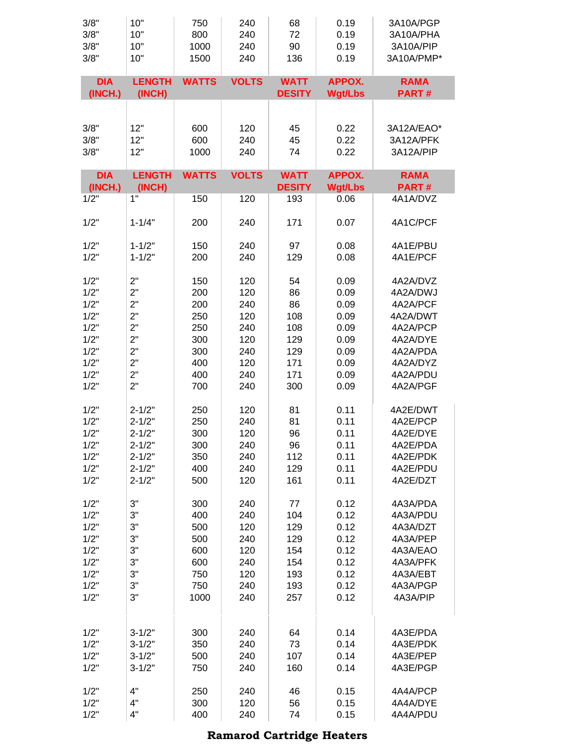| DIA (INCH.) | LENGTH (INCH) | WATTS | VOLTS | WATT DESITY | APPOX. Wgt/Lbs | RAMA PART # |
|---|---|---|---|---|---|---|
| 3/8" | 10" | 750 | 240 | 68 | 0.19 | 3A10A/PGP |
| 3/8" | 10" | 800 | 240 | 72 | 0.19 | 3A10A/PHA |
| 3/8" | 10" | 1000 | 240 | 90 | 0.19 | 3A10A/PIP |
| 3/8" | 10" | 1500 | 240 | 136 | 0.19 | 3A10A/PMP* |

| DIA (INCH.) | LENGTH (INCH) | WATTS | VOLTS | WATT DESITY | APPOX. Wgt/Lbs | RAMA PART # |
|---|---|---|---|---|---|---|
| 3/8" | 12" | 600 | 120 | 45 | 0.22 | 3A12A/EAO* |
| 3/8" | 12" | 600 | 240 | 45 | 0.22 | 3A12A/PFK |
| 3/8" | 12" | 1000 | 240 | 74 | 0.22 | 3A12A/PIP |

| DIA (INCH.) | LENGTH (INCH) | WATTS | VOLTS | WATT DESITY | APPOX. Wgt/Lbs | RAMA PART # |
|---|---|---|---|---|---|---|
| 1/2" | 1" | 150 | 120 | 193 | 0.06 | 4A1A/DVZ |
| 1/2" | 1-1/4" | 200 | 240 | 171 | 0.07 | 4A1C/PCF |
| 1/2" | 1-1/2" | 150 | 240 | 97 | 0.08 | 4A1E/PBU |
| 1/2" | 1-1/2" | 200 | 240 | 129 | 0.08 | 4A1E/PCF |
| 1/2" | 2" | 150 | 120 | 54 | 0.09 | 4A2A/DVZ |
| 1/2" | 2" | 200 | 120 | 86 | 0.09 | 4A2A/DWJ |
| 1/2" | 2" | 200 | 240 | 86 | 0.09 | 4A2A/PCF |
| 1/2" | 2" | 250 | 120 | 108 | 0.09 | 4A2A/DWT |
| 1/2" | 2" | 250 | 240 | 108 | 0.09 | 4A2A/PCP |
| 1/2" | 2" | 300 | 120 | 129 | 0.09 | 4A2A/DYE |
| 1/2" | 2" | 300 | 240 | 129 | 0.09 | 4A2A/PDA |
| 1/2" | 2" | 400 | 120 | 171 | 0.09 | 4A2A/DYZ |
| 1/2" | 2" | 400 | 240 | 171 | 0.09 | 4A2A/PDU |
| 1/2" | 2" | 700 | 240 | 300 | 0.09 | 4A2A/PGF |
| 1/2" | 2-1/2" | 250 | 120 | 81 | 0.11 | 4A2E/DWT |
| 1/2" | 2-1/2" | 250 | 240 | 81 | 0.11 | 4A2E/PCP |
| 1/2" | 2-1/2" | 300 | 120 | 96 | 0.11 | 4A2E/DYE |
| 1/2" | 2-1/2" | 300 | 240 | 96 | 0.11 | 4A2E/PDA |
| 1/2" | 2-1/2" | 350 | 240 | 112 | 0.11 | 4A2E/PDK |
| 1/2" | 2-1/2" | 400 | 240 | 129 | 0.11 | 4A2E/PDU |
| 1/2" | 2-1/2" | 500 | 120 | 161 | 0.11 | 4A2E/DZT |
| 1/2" | 3" | 300 | 240 | 77 | 0.12 | 4A3A/PDA |
| 1/2" | 3" | 400 | 240 | 104 | 0.12 | 4A3A/PDU |
| 1/2" | 3" | 500 | 120 | 129 | 0.12 | 4A3A/DZT |
| 1/2" | 3" | 500 | 240 | 129 | 0.12 | 4A3A/PEP |
| 1/2" | 3" | 600 | 120 | 154 | 0.12 | 4A3A/EAO |
| 1/2" | 3" | 600 | 240 | 154 | 0.12 | 4A3A/PFK |
| 1/2" | 3" | 750 | 120 | 193 | 0.12 | 4A3A/EBT |
| 1/2" | 3" | 750 | 240 | 193 | 0.12 | 4A3A/PGP |
| 1/2" | 3" | 1000 | 240 | 257 | 0.12 | 4A3A/PIP |
| 1/2" | 3-1/2" | 300 | 240 | 64 | 0.14 | 4A3E/PDA |
| 1/2" | 3-1/2" | 350 | 240 | 73 | 0.14 | 4A3E/PDK |
| 1/2" | 3-1/2" | 500 | 240 | 107 | 0.14 | 4A3E/PEP |
| 1/2" | 3-1/2" | 750 | 240 | 160 | 0.14 | 4A3E/PGP |
| 1/2" | 4" | 250 | 240 | 46 | 0.15 | 4A4A/PCP |
| 1/2" | 4" | 300 | 120 | 56 | 0.15 | 4A4A/DYE |
| 1/2" | 4" | 400 | 240 | 74 | 0.15 | 4A4A/PDU |

**Ramarod Cartridge Heaters**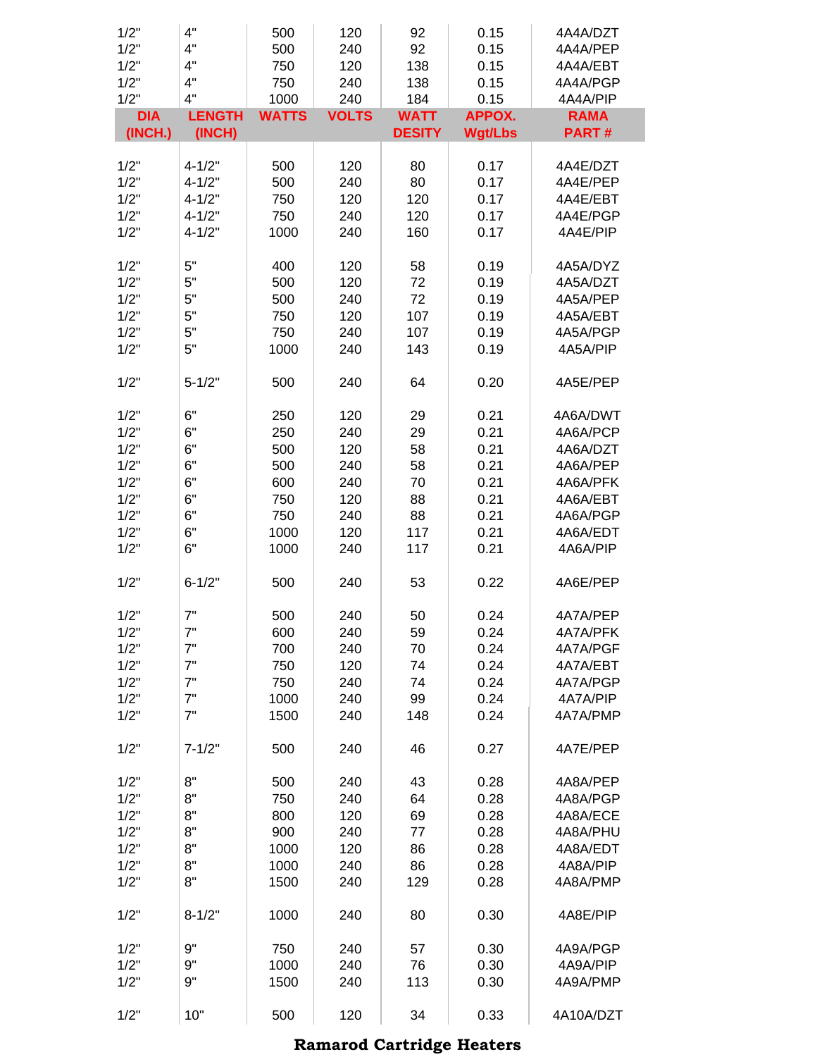| 1/2" | 4" | 500 | 120 | 92 | 0.15 | 4A4A/DZT |
|---|---|---|---|---|---|---|
| 1/2" | 4" | 500 | 240 | 92 | 0.15 | 4A4A/PEP |
| 1/2" | 4" | 750 | 120 | 138 | 0.15 | 4A4A/EBT |
| 1/2" | 4" | 750 | 240 | 138 | 0.15 | 4A4A/PGP |
| 1/2" | 4" | 1000 | 240 | 184 | 0.15 | 4A4A/PIP |

| DIA (INCH.) | LENGTH (INCH) | WATTS | VOLTS | WATT DESITY | APPOX. Wgt/Lbs | RAMA PART # |
|---|---|---|---|---|---|---|
| 1/2" | 4-1/2" | 500 | 120 | 80 | 0.17 | 4A4E/DZT |
| 1/2" | 4-1/2" | 500 | 240 | 80 | 0.17 | 4A4E/PEP |
| 1/2" | 4-1/2" | 750 | 120 | 120 | 0.17 | 4A4E/EBT |
| 1/2" | 4-1/2" | 750 | 240 | 120 | 0.17 | 4A4E/PGP |
| 1/2" | 4-1/2" | 1000 | 240 | 160 | 0.17 | 4A4E/PIP |
| | | | | | | |
| 1/2" | 5" | 400 | 120 | 58 | 0.19 | 4A5A/DYZ |
| 1/2" | 5" | 500 | 120 | 72 | 0.19 | 4A5A/DZT |
| 1/2" | 5" | 500 | 240 | 72 | 0.19 | 4A5A/PEP |
| 1/2" | 5" | 750 | 120 | 107 | 0.19 | 4A5A/EBT |
| 1/2" | 5" | 750 | 240 | 107 | 0.19 | 4A5A/PGP |
| 1/2" | 5" | 1000 | 240 | 143 | 0.19 | 4A5A/PIP |
| | | | | | | |
| 1/2" | 5-1/2" | 500 | 240 | 64 | 0.20 | 4A5E/PEP |
| | | | | | | |
| 1/2" | 6" | 250 | 120 | 29 | 0.21 | 4A6A/DWT |
| 1/2" | 6" | 250 | 240 | 29 | 0.21 | 4A6A/PCP |
| 1/2" | 6" | 500 | 120 | 58 | 0.21 | 4A6A/DZT |
| 1/2" | 6" | 500 | 240 | 58 | 0.21 | 4A6A/PEP |
| 1/2" | 6" | 600 | 240 | 70 | 0.21 | 4A6A/PFK |
| 1/2" | 6" | 750 | 120 | 88 | 0.21 | 4A6A/EBT |
| 1/2" | 6" | 750 | 240 | 88 | 0.21 | 4A6A/PGP |
| 1/2" | 6" | 1000 | 120 | 117 | 0.21 | 4A6A/EDT |
| 1/2" | 6" | 1000 | 240 | 117 | 0.21 | 4A6A/PIP |
| | | | | | | |
| 1/2" | 6-1/2" | 500 | 240 | 53 | 0.22 | 4A6E/PEP |
| | | | | | | |
| 1/2" | 7" | 500 | 240 | 50 | 0.24 | 4A7A/PEP |
| 1/2" | 7" | 600 | 240 | 59 | 0.24 | 4A7A/PFK |
| 1/2" | 7" | 700 | 240 | 70 | 0.24 | 4A7A/PGF |
| 1/2" | 7" | 750 | 120 | 74 | 0.24 | 4A7A/EBT |
| 1/2" | 7" | 750 | 240 | 74 | 0.24 | 4A7A/PGP |
| 1/2" | 7" | 1000 | 240 | 99 | 0.24 | 4A7A/PIP |
| 1/2" | 7" | 1500 | 240 | 148 | 0.24 | 4A7A/PMP |
| | | | | | | |
| 1/2" | 7-1/2" | 500 | 240 | 46 | 0.27 | 4A7E/PEP |
| | | | | | | |
| 1/2" | 8" | 500 | 240 | 43 | 0.28 | 4A8A/PEP |
| 1/2" | 8" | 750 | 240 | 64 | 0.28 | 4A8A/PGP |
| 1/2" | 8" | 800 | 120 | 69 | 0.28 | 4A8A/ECE |
| 1/2" | 8" | 900 | 240 | 77 | 0.28 | 4A8A/PHU |
| 1/2" | 8" | 1000 | 120 | 86 | 0.28 | 4A8A/EDT |
| 1/2" | 8" | 1000 | 240 | 86 | 0.28 | 4A8A/PIP |
| 1/2" | 8" | 1500 | 240 | 129 | 0.28 | 4A8A/PMP |
| | | | | | | |
| 1/2" | 8-1/2" | 1000 | 240 | 80 | 0.30 | 4A8E/PIP |
| | | | | | | |
| 1/2" | 9" | 750 | 240 | 57 | 0.30 | 4A9A/PGP |
| 1/2" | 9" | 1000 | 240 | 76 | 0.30 | 4A9A/PIP |
| 1/2" | 9" | 1500 | 240 | 113 | 0.30 | 4A9A/PMP |
| | | | | | | |
| 1/2" | 10" | 500 | 120 | 34 | 0.33 | 4A10A/DZT |

**Ramarod Cartridge Heaters**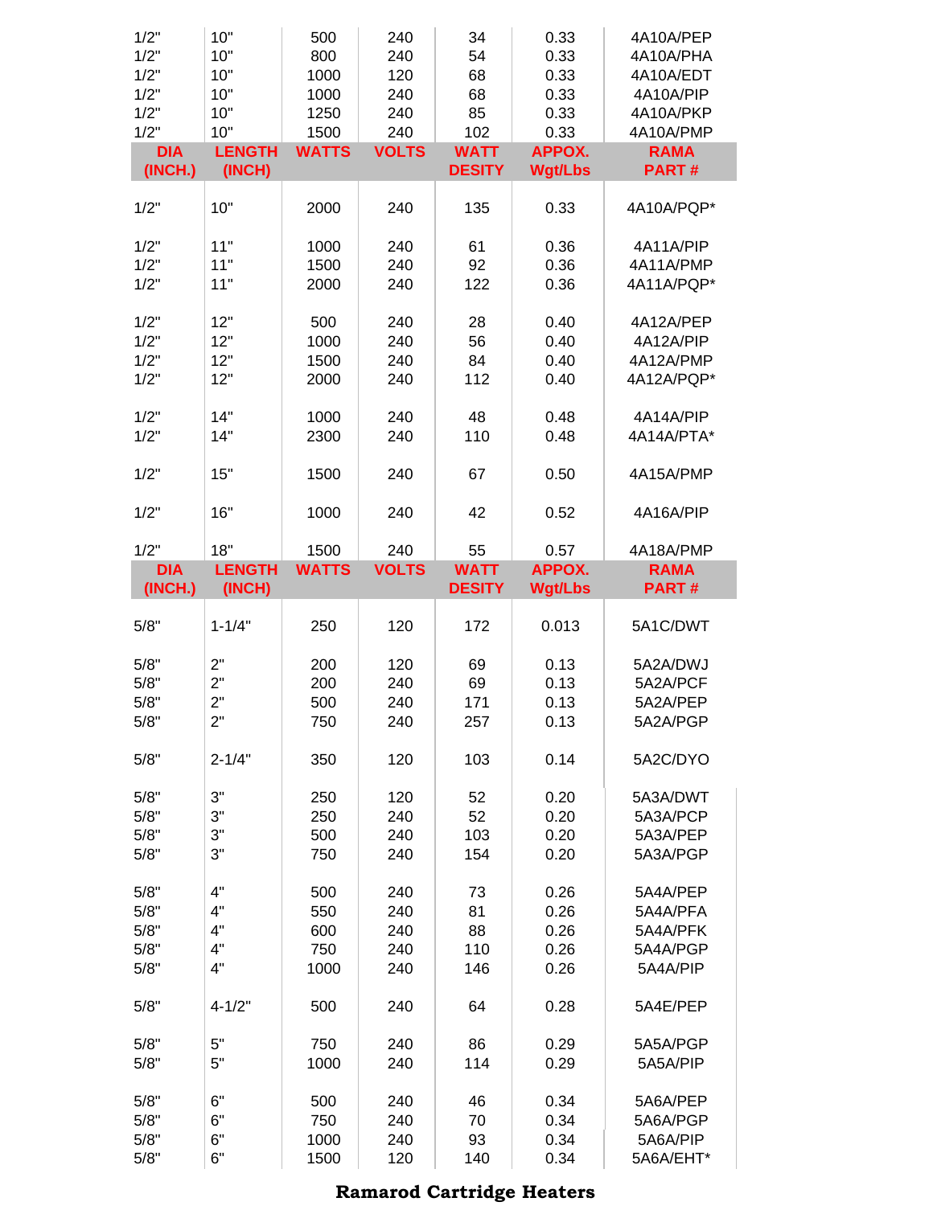| DIA (INCH.) | LENGTH (INCH) | WATTS | VOLTS | WATT DESITY | APPOX. Wgt/Lbs | RAMA PART # |
|---|---|---|---|---|---|---|
| 1/2" | 10" | 500 | 240 | 34 | 0.33 | 4A10A/PEP |
| 1/2" | 10" | 800 | 240 | 54 | 0.33 | 4A10A/PHA |
| 1/2" | 10" | 1000 | 120 | 68 | 0.33 | 4A10A/EDT |
| 1/2" | 10" | 1000 | 240 | 68 | 0.33 | 4A10A/PIP |
| 1/2" | 10" | 1250 | 240 | 85 | 0.33 | 4A10A/PKP |
| 1/2" | 10" | 1500 | 240 | 102 | 0.33 | 4A10A/PMP |

| DIA (INCH.) | LENGTH (INCH) | WATTS | VOLTS | WATT DESITY | APPOX. Wgt/Lbs | RAMA PART # |
|---|---|---|---|---|---|---|
| 1/2" | 10" | 2000 | 240 | 135 | 0.33 | 4A10A/PQP* |
| 1/2" | 11" | 1000 | 240 | 61 | 0.36 | 4A11A/PIP |
| 1/2" | 11" | 1500 | 240 | 92 | 0.36 | 4A11A/PMP |
| 1/2" | 11" | 2000 | 240 | 122 | 0.36 | 4A11A/PQP* |
| 1/2" | 12" | 500 | 240 | 28 | 0.40 | 4A12A/PEP |
| 1/2" | 12" | 1000 | 240 | 56 | 0.40 | 4A12A/PIP |
| 1/2" | 12" | 1500 | 240 | 84 | 0.40 | 4A12A/PMP |
| 1/2" | 12" | 2000 | 240 | 112 | 0.40 | 4A12A/PQP* |
| 1/2" | 14" | 1000 | 240 | 48 | 0.48 | 4A14A/PIP |
| 1/2" | 14" | 2300 | 240 | 110 | 0.48 | 4A14A/PTA* |
| 1/2" | 15" | 1500 | 240 | 67 | 0.50 | 4A15A/PMP |
| 1/2" | 16" | 1000 | 240 | 42 | 0.52 | 4A16A/PIP |
| 1/2" | 18" | 1500 | 240 | 55 | 0.57 | 4A18A/PMP |

| DIA (INCH.) | LENGTH (INCH) | WATTS | VOLTS | WATT DESITY | APPOX. Wgt/Lbs | RAMA PART # |
|---|---|---|---|---|---|---|
| 5/8" | 1-1/4" | 250 | 120 | 172 | 0.013 | 5A1C/DWT |
| 5/8" | 2" | 200 | 120 | 69 | 0.13 | 5A2A/DWJ |
| 5/8" | 2" | 200 | 240 | 69 | 0.13 | 5A2A/PCF |
| 5/8" | 2" | 500 | 240 | 171 | 0.13 | 5A2A/PEP |
| 5/8" | 2" | 750 | 240 | 257 | 0.13 | 5A2A/PGP |
| 5/8" | 2-1/4" | 350 | 120 | 103 | 0.14 | 5A2C/DYO |
| 5/8" | 3" | 250 | 120 | 52 | 0.20 | 5A3A/DWT |
| 5/8" | 3" | 250 | 240 | 52 | 0.20 | 5A3A/PCP |
| 5/8" | 3" | 500 | 240 | 103 | 0.20 | 5A3A/PEP |
| 5/8" | 3" | 750 | 240 | 154 | 0.20 | 5A3A/PGP |
| 5/8" | 4" | 500 | 240 | 73 | 0.26 | 5A4A/PEP |
| 5/8" | 4" | 550 | 240 | 81 | 0.26 | 5A4A/PFA |
| 5/8" | 4" | 600 | 240 | 88 | 0.26 | 5A4A/PFK |
| 5/8" | 4" | 750 | 240 | 110 | 0.26 | 5A4A/PGP |
| 5/8" | 4" | 1000 | 240 | 146 | 0.26 | 5A4A/PIP |
| 5/8" | 4-1/2" | 500 | 240 | 64 | 0.28 | 5A4E/PEP |
| 5/8" | 5" | 750 | 240 | 86 | 0.29 | 5A5A/PGP |
| 5/8" | 5" | 1000 | 240 | 114 | 0.29 | 5A5A/PIP |
| 5/8" | 6" | 500 | 240 | 46 | 0.34 | 5A6A/PEP |
| 5/8" | 6" | 750 | 240 | 70 | 0.34 | 5A6A/PGP |
| 5/8" | 6" | 1000 | 240 | 93 | 0.34 | 5A6A/PIP |
| 5/8" | 6" | 1500 | 120 | 140 | 0.34 | 5A6A/EHT* |

**Ramarod Cartridge Heaters**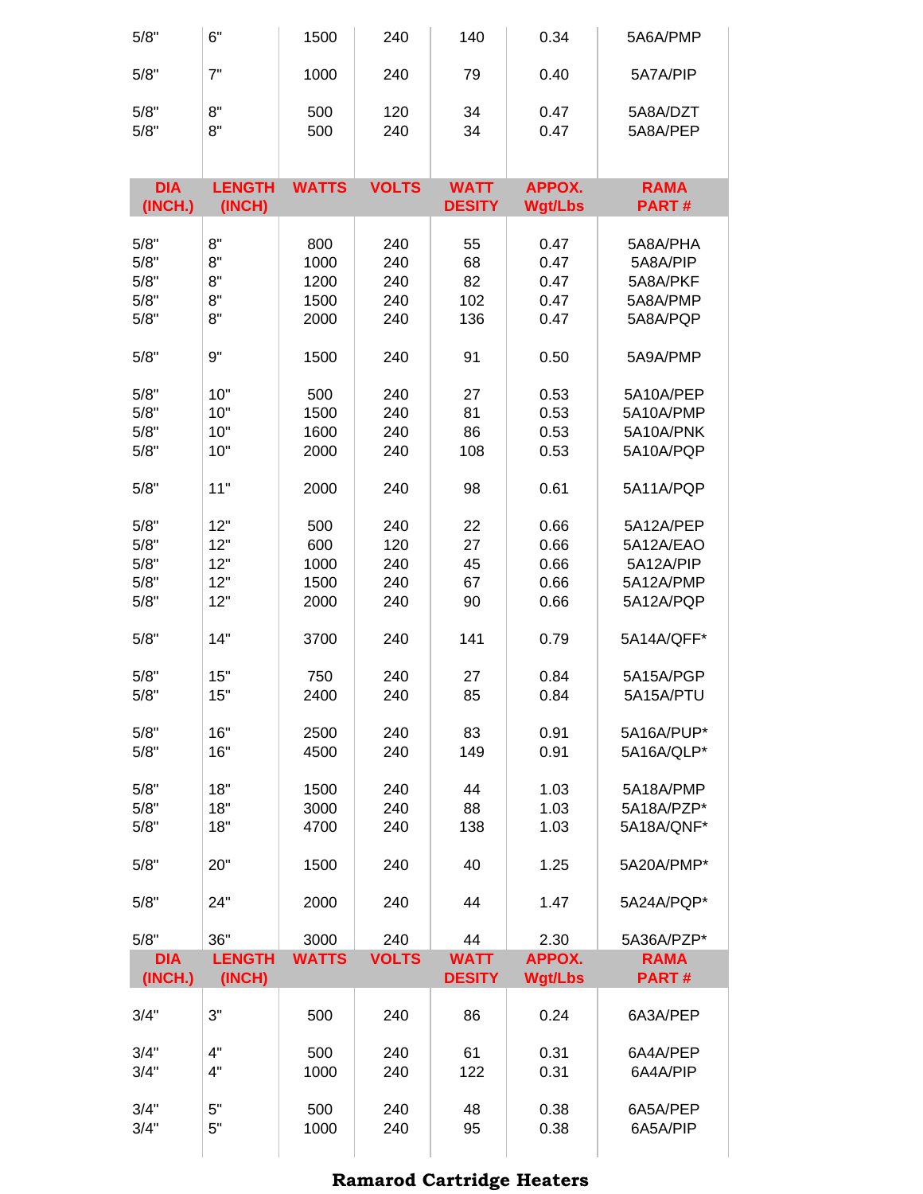| DIA (INCH.) | LENGTH (INCH) | WATTS | VOLTS | WATT DESITY | APPROX. Wgt/Lbs | RAMA PART # |
|---|---|---|---|---|---|---|
| 5/8" | 6" | 1500 | 240 | 140 | 0.34 | 5A6A/PMP |
| 5/8" | 7" | 1000 | 240 | 79 | 0.40 | 5A7A/PIP |
| 5/8" | 8" | 500 | 120 | 34 | 0.47 | 5A8A/DZT |
| 5/8" | 8" | 500 | 240 | 34 | 0.47 | 5A8A/PEP |

| DIA (INCH.) | LENGTH (INCH) | WATTS | VOLTS | WATT DESITY | APPROX. Wgt/Lbs | RAMA PART # |
|---|---|---|---|---|---|---|
| 5/8" | 8" | 800 | 240 | 55 | 0.47 | 5A8A/PHA |
| 5/8" | 8" | 1000 | 240 | 68 | 0.47 | 5A8A/PIP |
| 5/8" | 8" | 1200 | 240 | 82 | 0.47 | 5A8A/PKF |
| 5/8" | 8" | 1500 | 240 | 102 | 0.47 | 5A8A/PMP |
| 5/8" | 8" | 2000 | 240 | 136 | 0.47 | 5A8A/PQP |
| 5/8" | 9" | 1500 | 240 | 91 | 0.50 | 5A9A/PMP |
| 5/8" | 10" | 500 | 240 | 27 | 0.53 | 5A10A/PEP |
| 5/8" | 10" | 1500 | 240 | 81 | 0.53 | 5A10A/PMP |
| 5/8" | 10" | 1600 | 240 | 86 | 0.53 | 5A10A/PNK |
| 5/8" | 10" | 2000 | 240 | 108 | 0.53 | 5A10A/PQP |
| 5/8" | 11" | 2000 | 240 | 98 | 0.61 | 5A11A/PQP |
| 5/8" | 12" | 500 | 240 | 22 | 0.66 | 5A12A/PEP |
| 5/8" | 12" | 600 | 120 | 27 | 0.66 | 5A12A/EAO |
| 5/8" | 12" | 1000 | 240 | 45 | 0.66 | 5A12A/PIP |
| 5/8" | 12" | 1500 | 240 | 67 | 0.66 | 5A12A/PMP |
| 5/8" | 12" | 2000 | 240 | 90 | 0.66 | 5A12A/PQP |
| 5/8" | 14" | 3700 | 240 | 141 | 0.79 | 5A14A/QFF* |
| 5/8" | 15" | 750 | 240 | 27 | 0.84 | 5A15A/PGP |
| 5/8" | 15" | 2400 | 240 | 85 | 0.84 | 5A15A/PTU |
| 5/8" | 16" | 2500 | 240 | 83 | 0.91 | 5A16A/PUP* |
| 5/8" | 16" | 4500 | 240 | 149 | 0.91 | 5A16A/QLP* |
| 5/8" | 18" | 1500 | 240 | 44 | 1.03 | 5A18A/PMP |
| 5/8" | 18" | 3000 | 240 | 88 | 1.03 | 5A18A/PZP* |
| 5/8" | 18" | 4700 | 240 | 138 | 1.03 | 5A18A/QNF* |
| 5/8" | 20" | 1500 | 240 | 40 | 1.25 | 5A20A/PMP* |
| 5/8" | 24" | 2000 | 240 | 44 | 1.47 | 5A24A/PQP* |
| 5/8" | 36" | 3000 | 240 | 44 | 2.30 | 5A36A/PZP* |

| DIA (INCH.) | LENGTH (INCH) | WATTS | VOLTS | WATT DESITY | APPROX. Wgt/Lbs | RAMA PART # |
|---|---|---|---|---|---|---|
| 3/4" | 3" | 500 | 240 | 86 | 0.24 | 6A3A/PEP |
| 3/4" | 4" | 500 | 240 | 61 | 0.31 | 6A4A/PEP |
| 3/4" | 4" | 1000 | 240 | 122 | 0.31 | 6A4A/PIP |
| 3/4" | 5" | 500 | 240 | 48 | 0.38 | 6A5A/PEP |
| 3/4" | 5" | 1000 | 240 | 95 | 0.38 | 6A5A/PIP |

**Ramarod Cartridge Heaters**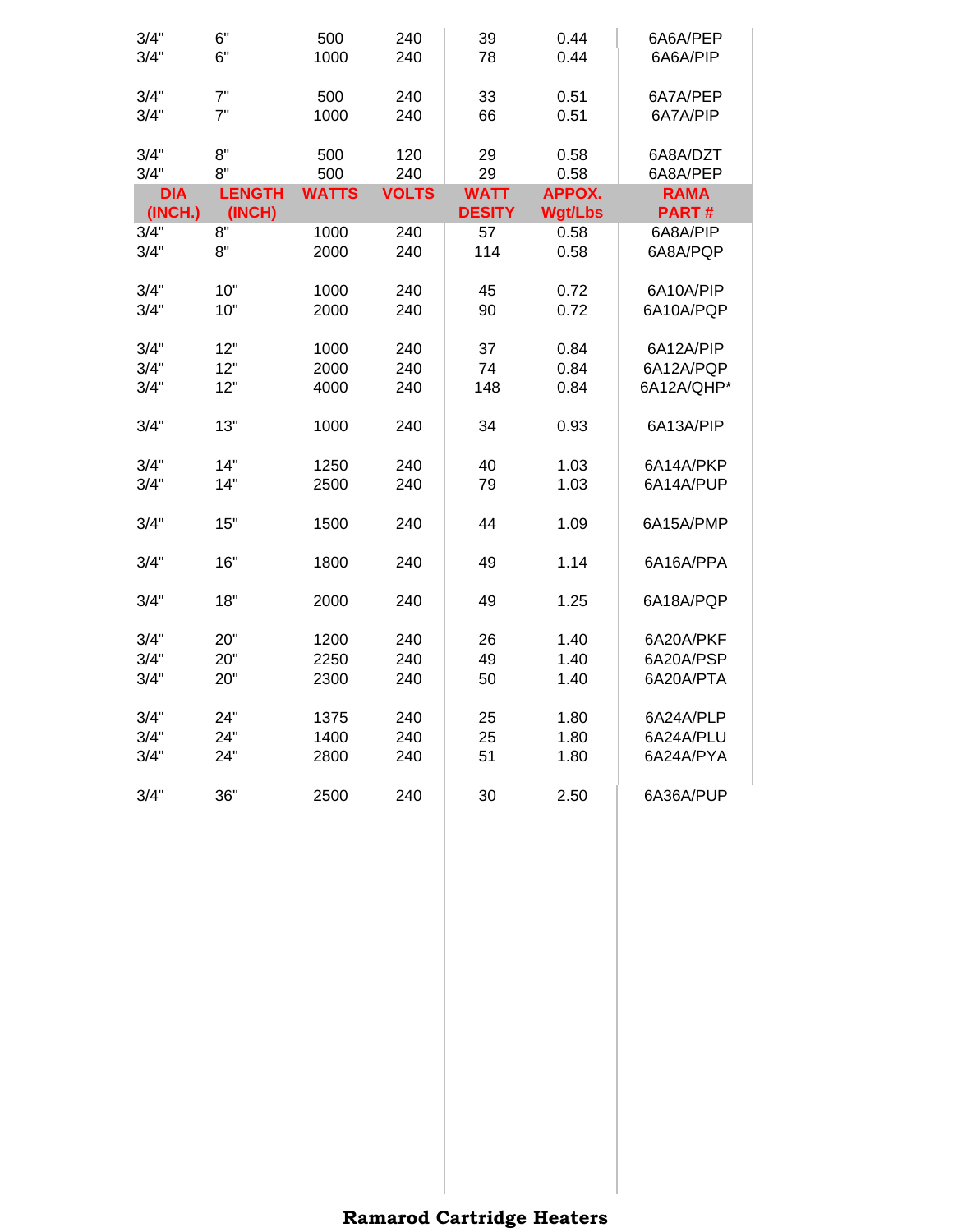| DIA (INCH.) | LENGTH (INCH) | WATTS | VOLTS | WATT DESITY | APPOX. Wgt/Lbs | RAMA PART # |
|---|---|---|---|---|---|---|
| 3/4" | 6" | 500 | 240 | 39 | 0.44 | 6A6A/PEP |
| 3/4" | 6" | 1000 | 240 | 78 | 0.44 | 6A6A/PIP |
| 3/4" | 7" | 500 | 240 | 33 | 0.51 | 6A7A/PEP |
| 3/4" | 7" | 1000 | 240 | 66 | 0.51 | 6A7A/PIP |
| 3/4" | 8" | 500 | 120 | 29 | 0.58 | 6A8A/DZT |
| 3/4" | 8" | 500 | 240 | 29 | 0.58 | 6A8A/PEP |
| 3/4" | 8" | 1000 | 240 | 57 | 0.58 | 6A8A/PIP |
| 3/4" | 8" | 2000 | 240 | 114 | 0.58 | 6A8A/PQP |
| 3/4" | 10" | 1000 | 240 | 45 | 0.72 | 6A10A/PIP |
| 3/4" | 10" | 2000 | 240 | 90 | 0.72 | 6A10A/PQP |
| 3/4" | 12" | 1000 | 240 | 37 | 0.84 | 6A12A/PIP |
| 3/4" | 12" | 2000 | 240 | 74 | 0.84 | 6A12A/PQP |
| 3/4" | 12" | 4000 | 240 | 148 | 0.84 | 6A12A/QHP* |
| 3/4" | 13" | 1000 | 240 | 34 | 0.93 | 6A13A/PIP |
| 3/4" | 14" | 1250 | 240 | 40 | 1.03 | 6A14A/PKP |
| 3/4" | 14" | 2500 | 240 | 79 | 1.03 | 6A14A/PUP |
| 3/4" | 15" | 1500 | 240 | 44 | 1.09 | 6A15A/PMP |
| 3/4" | 16" | 1800 | 240 | 49 | 1.14 | 6A16A/PPA |
| 3/4" | 18" | 2000 | 240 | 49 | 1.25 | 6A18A/PQP |
| 3/4" | 20" | 1200 | 240 | 26 | 1.40 | 6A20A/PKF |
| 3/4" | 20" | 2250 | 240 | 49 | 1.40 | 6A20A/PSP |
| 3/4" | 20" | 2300 | 240 | 50 | 1.40 | 6A20A/PTA |
| 3/4" | 24" | 1375 | 240 | 25 | 1.80 | 6A24A/PLP |
| 3/4" | 24" | 1400 | 240 | 25 | 1.80 | 6A24A/PLU |
| 3/4" | 24" | 2800 | 240 | 51 | 1.80 | 6A24A/PYA |
| 3/4" | 36" | 2500 | 240 | 30 | 2.50 | 6A36A/PUP |

**Ramarod Cartridge Heaters**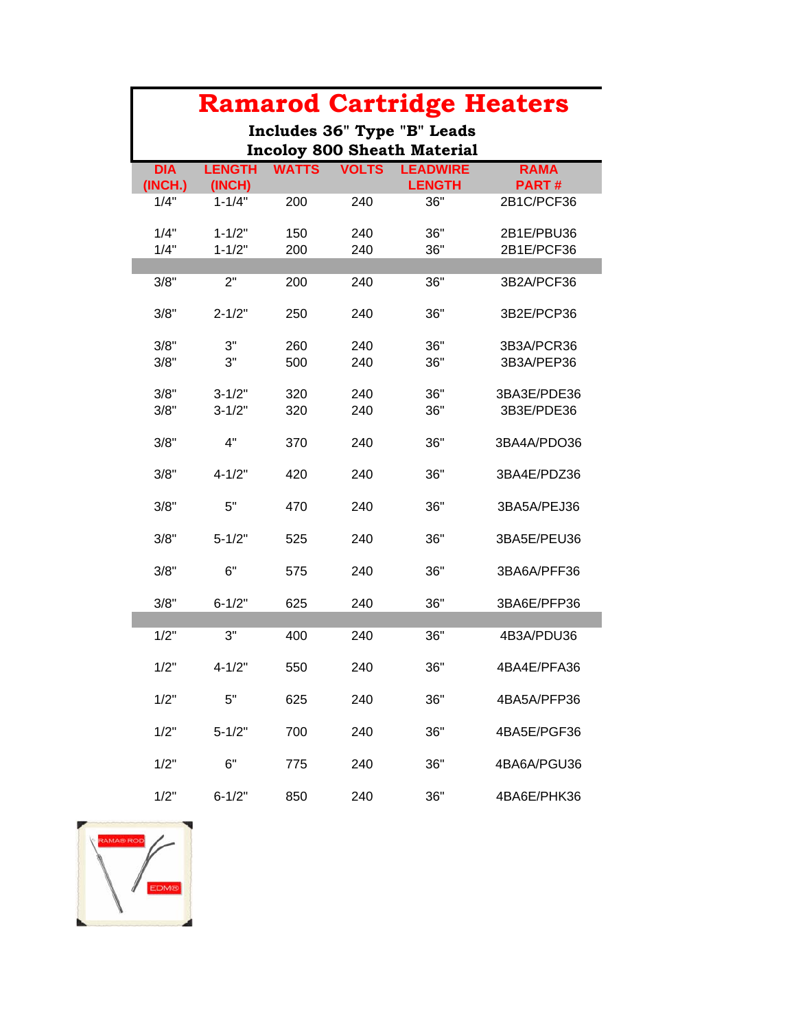# Ramarod Cartridge Heaters

**Includes 36" Type "B" Leads**
**Incoloy 800 Sheath Material**

| DIA (INCH.) | LENGTH (INCH) | WATTS | VOLTS | LEADWIRE LENGTH | RAMA PART # |
|---|---|---|---|---|---|
| 1/4" | 1-1/4" | 200 | 240 | 36" | 2B1C/PCF36 |
| 1/4" | 1-1/2" | 150 | 240 | 36" | 2B1E/PBU36 |
| 1/4" | 1-1/2" | 200 | 240 | 36" | 2B1E/PCF36 |
| 3/8" | 2" | 200 | 240 | 36" | 3B2A/PCF36 |
| 3/8" | 2-1/2" | 250 | 240 | 36" | 3B2E/PCP36 |
| 3/8" | 3" | 260 | 240 | 36" | 3B3A/PCR36 |
| 3/8" | 3" | 500 | 240 | 36" | 3B3A/PEP36 |
| 3/8" | 3-1/2" | 320 | 240 | 36" | 3BA3E/PDE36 |
| 3/8" | 3-1/2" | 320 | 240 | 36" | 3B3E/PDE36 |
| 3/8" | 4" | 370 | 240 | 36" | 3BA4A/PDO36 |
| 3/8" | 4-1/2" | 420 | 240 | 36" | 3BA4E/PDZ36 |
| 3/8" | 5" | 470 | 240 | 36" | 3BA5A/PEJ36 |
| 3/8" | 5-1/2" | 525 | 240 | 36" | 3BA5E/PEU36 |
| 3/8" | 6" | 575 | 240 | 36" | 3BA6A/PFF36 |
| 3/8" | 6-1/2" | 625 | 240 | 36" | 3BA6E/PFP36 |
| 1/2" | 3" | 400 | 240 | 36" | 4B3A/PDU36 |
| 1/2" | 4-1/2" | 550 | 240 | 36" | 4BA4E/PFA36 |
| 1/2" | 5" | 625 | 240 | 36" | 4BA5A/PFP36 |
| 1/2" | 5-1/2" | 700 | 240 | 36" | 4BA5E/PGF36 |
| 1/2" | 6" | 775 | 240 | 36" | 4BA6A/PGU36 |
| 1/2" | 6-1/2" | 850 | 240 | 36" | 4BA6E/PHK36 |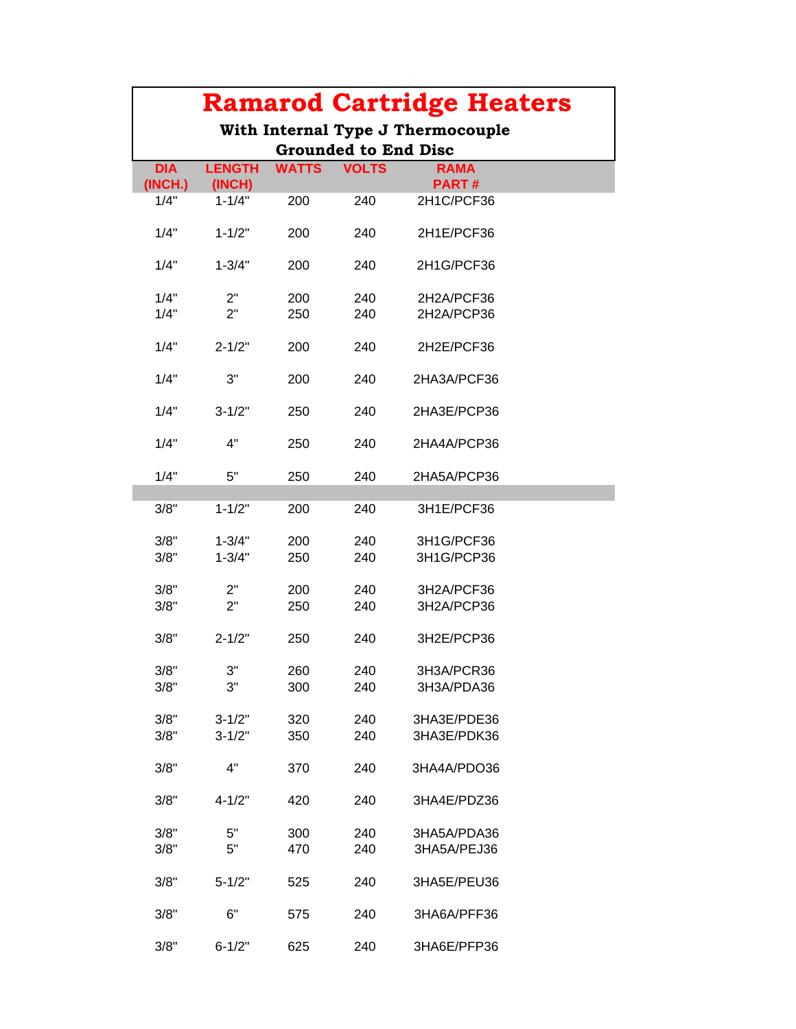# Ramarod Cartridge Heaters

### With Internal Type J Thermocouple Grounded to End Disc

| DIA (INCH.) | LENGTH (INCH) | WATTS | VOLTS | RAMA PART # |
|---|---|---|---|---|
| 1/4" | 1-1/4" | 200 | 240 | 2H1C/PCF36 |
| 1/4" | 1-1/2" | 200 | 240 | 2H1E/PCF36 |
| 1/4" | 1-3/4" | 200 | 240 | 2H1G/PCF36 |
| 1/4" | 2" | 200 | 240 | 2H2A/PCF36 |
| 1/4" | 2" | 250 | 240 | 2H2A/PCP36 |
| 1/4" | 2-1/2" | 200 | 240 | 2H2E/PCF36 |
| 1/4" | 3" | 200 | 240 | 2HA3A/PCF36 |
| 1/4" | 3-1/2" | 250 | 240 | 2HA3E/PCP36 |
| 1/4" | 4" | 250 | 240 | 2HA4A/PCP36 |
| 1/4" | 5" | 250 | 240 | 2HA5A/PCP36 |
| | | | | |
| 3/8" | 1-1/2" | 200 | 240 | 3H1E/PCF36 |
| 3/8" | 1-3/4" | 200 | 240 | 3H1G/PCF36 |
| 3/8" | 1-3/4" | 250 | 240 | 3H1G/PCP36 |
| 3/8" | 2" | 200 | 240 | 3H2A/PCF36 |
| 3/8" | 2" | 250 | 240 | 3H2A/PCP36 |
| 3/8" | 2-1/2" | 250 | 240 | 3H2E/PCP36 |
| 3/8" | 3" | 260 | 240 | 3H3A/PCR36 |
| 3/8" | 3" | 300 | 240 | 3H3A/PDA36 |
| 3/8" | 3-1/2" | 320 | 240 | 3HA3E/PDE36 |
| 3/8" | 3-1/2" | 350 | 240 | 3HA3E/PDK36 |
| 3/8" | 4" | 370 | 240 | 3HA4A/PDO36 |
| 3/8" | 4-1/2" | 420 | 240 | 3HA4E/PDZ36 |
| 3/8" | 5" | 300 | 240 | 3HA5A/PDA36 |
| 3/8" | 5" | 470 | 240 | 3HA5A/PEJ36 |
| 3/8" | 5-1/2" | 525 | 240 | 3HA5E/PEU36 |
| 3/8" | 6" | 575 | 240 | 3HA6A/PFF36 |
| 3/8" | 6-1/2" | 625 | 240 | 3HA6E/PFP36 |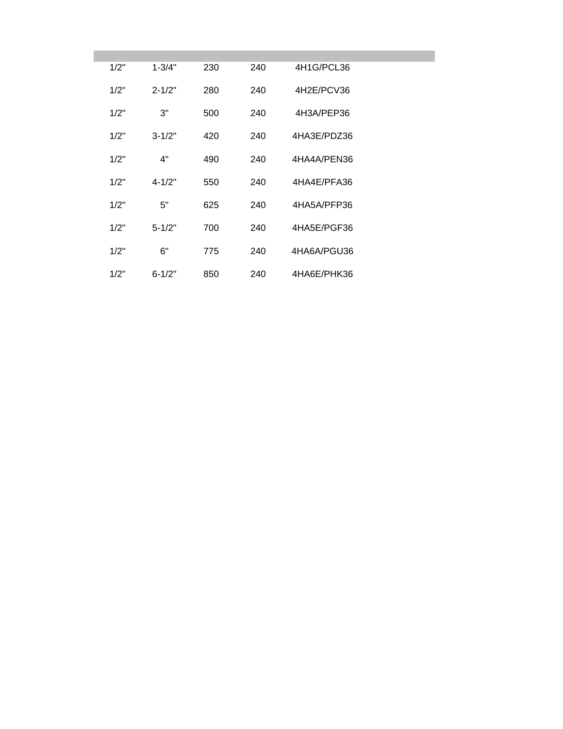| | | | | |
|---|---|---|---|---|
| 1/2" | 1-3/4" | 230 | 240 | 4H1G/PCL36 |
| 1/2" | 2-1/2" | 280 | 240 | 4H2E/PCV36 |
| 1/2" | 3" | 500 | 240 | 4H3A/PEP36 |
| 1/2" | 3-1/2" | 420 | 240 | 4HA3E/PDZ36 |
| 1/2" | 4" | 490 | 240 | 4HA4A/PEN36 |
| 1/2" | 4-1/2" | 550 | 240 | 4HA4E/PFA36 |
| 1/2" | 5" | 625 | 240 | 4HA5A/PFP36 |
| 1/2" | 5-1/2" | 700 | 240 | 4HA5E/PGF36 |
| 1/2" | 6" | 775 | 240 | 4HA6A/PGU36 |
| 1/2" | 6-1/2" | 850 | 240 | 4HA6E/PHK36 |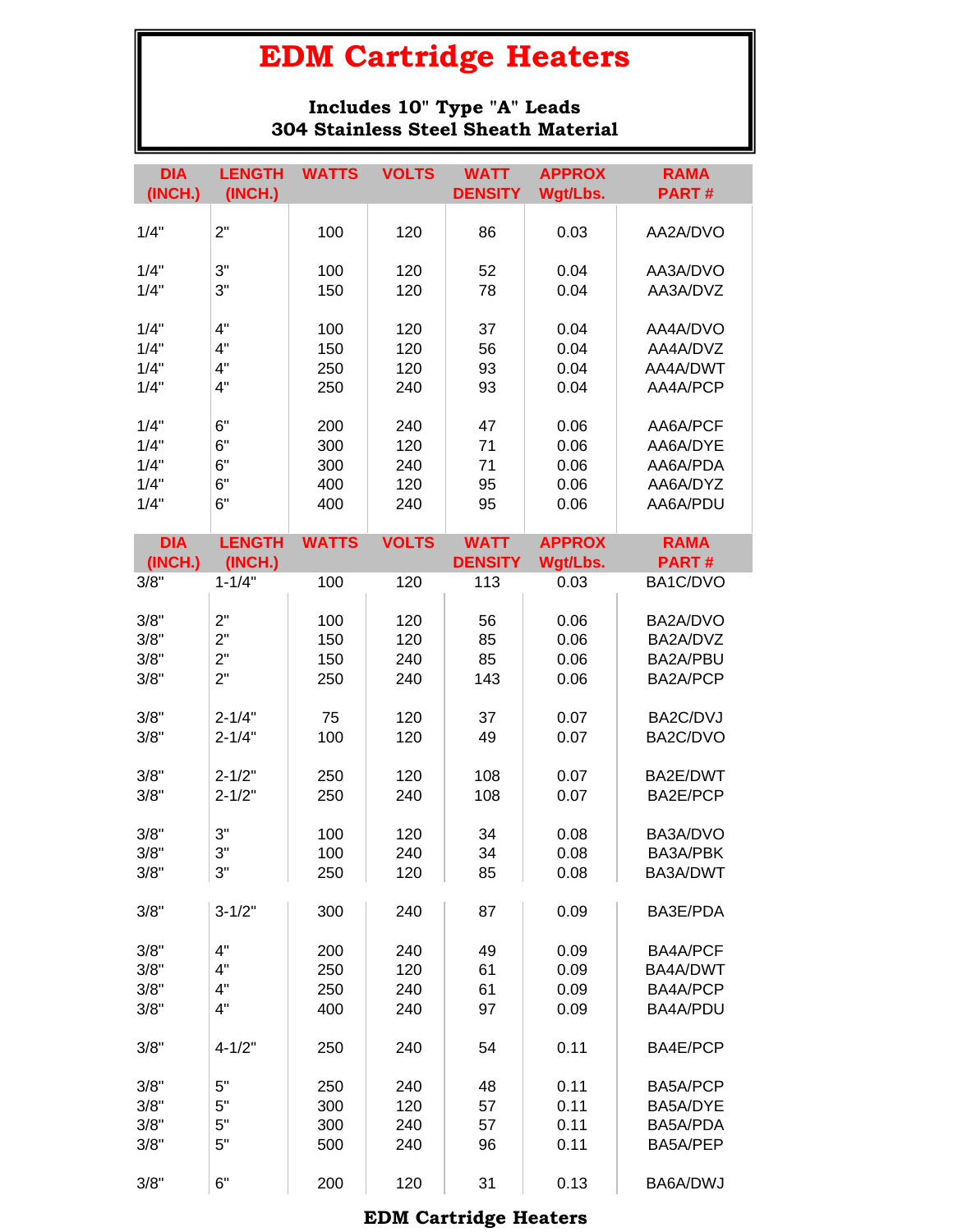# EDM Cartridge Heaters

**Includes 10" Type "A" Leads**
**304 Stainless Steel Sheath Material**

| DIA (INCH.) | LENGTH (INCH.) | WATTS | VOLTS | WATT DENSITY | APPROX Wgt/Lbs. | RAMA PART # |
|---|---|---|---|---|---|---|
| 1/4" | 2" | 100 | 120 | 86 | 0.03 | AA2A/DVO |
| 1/4" | 3" | 100 | 120 | 52 | 0.04 | AA3A/DVO |
| 1/4" | 3" | 150 | 120 | 78 | 0.04 | AA3A/DVZ |
| 1/4" | 4" | 100 | 120 | 37 | 0.04 | AA4A/DVO |
| 1/4" | 4" | 150 | 120 | 56 | 0.04 | AA4A/DVZ |
| 1/4" | 4" | 250 | 120 | 93 | 0.04 | AA4A/DWT |
| 1/4" | 4" | 250 | 240 | 93 | 0.04 | AA4A/PCP |
| 1/4" | 6" | 200 | 240 | 47 | 0.06 | AA6A/PCF |
| 1/4" | 6" | 300 | 120 | 71 | 0.06 | AA6A/DYE |
| 1/4" | 6" | 300 | 240 | 71 | 0.06 | AA6A/PDA |
| 1/4" | 6" | 400 | 120 | 95 | 0.06 | AA6A/DYZ |
| 1/4" | 6" | 400 | 240 | 95 | 0.06 | AA6A/PDU |

| DIA (INCH.) | LENGTH (INCH.) | WATTS | VOLTS | WATT DENSITY | APPROX Wgt/Lbs. | RAMA PART # |
|---|---|---|---|---|---|---|
| 3/8" | 1-1/4" | 100 | 120 | 113 | 0.03 | BA1C/DVO |
| 3/8" | 2" | 100 | 120 | 56 | 0.06 | BA2A/DVO |
| 3/8" | 2" | 150 | 120 | 85 | 0.06 | BA2A/DVZ |
| 3/8" | 2" | 150 | 240 | 85 | 0.06 | BA2A/PBU |
| 3/8" | 2" | 250 | 240 | 143 | 0.06 | BA2A/PCP |
| 3/8" | 2-1/4" | 75 | 120 | 37 | 0.07 | BA2C/DVJ |
| 3/8" | 2-1/4" | 100 | 120 | 49 | 0.07 | BA2C/DVO |
| 3/8" | 2-1/2" | 250 | 120 | 108 | 0.07 | BA2E/DWT |
| 3/8" | 2-1/2" | 250 | 240 | 108 | 0.07 | BA2E/PCP |
| 3/8" | 3" | 100 | 120 | 34 | 0.08 | BA3A/DVO |
| 3/8" | 3" | 100 | 240 | 34 | 0.08 | BA3A/PBK |
| 3/8" | 3" | 250 | 120 | 85 | 0.08 | BA3A/DWT |
| 3/8" | 3-1/2" | 300 | 240 | 87 | 0.09 | BA3E/PDA |
| 3/8" | 4" | 200 | 240 | 49 | 0.09 | BA4A/PCF |
| 3/8" | 4" | 250 | 120 | 61 | 0.09 | BA4A/DWT |
| 3/8" | 4" | 250 | 240 | 61 | 0.09 | BA4A/PCP |
| 3/8" | 4" | 400 | 240 | 97 | 0.09 | BA4A/PDU |
| 3/8" | 4-1/2" | 250 | 240 | 54 | 0.11 | BA4E/PCP |
| 3/8" | 5" | 250 | 240 | 48 | 0.11 | BA5A/PCP |
| 3/8" | 5" | 300 | 120 | 57 | 0.11 | BA5A/DYE |
| 3/8" | 5" | 300 | 240 | 57 | 0.11 | BA5A/PDA |
| 3/8" | 5" | 500 | 240 | 96 | 0.11 | BA5A/PEP |
| 3/8" | 6" | 200 | 120 | 31 | 0.13 | BA6A/DWJ |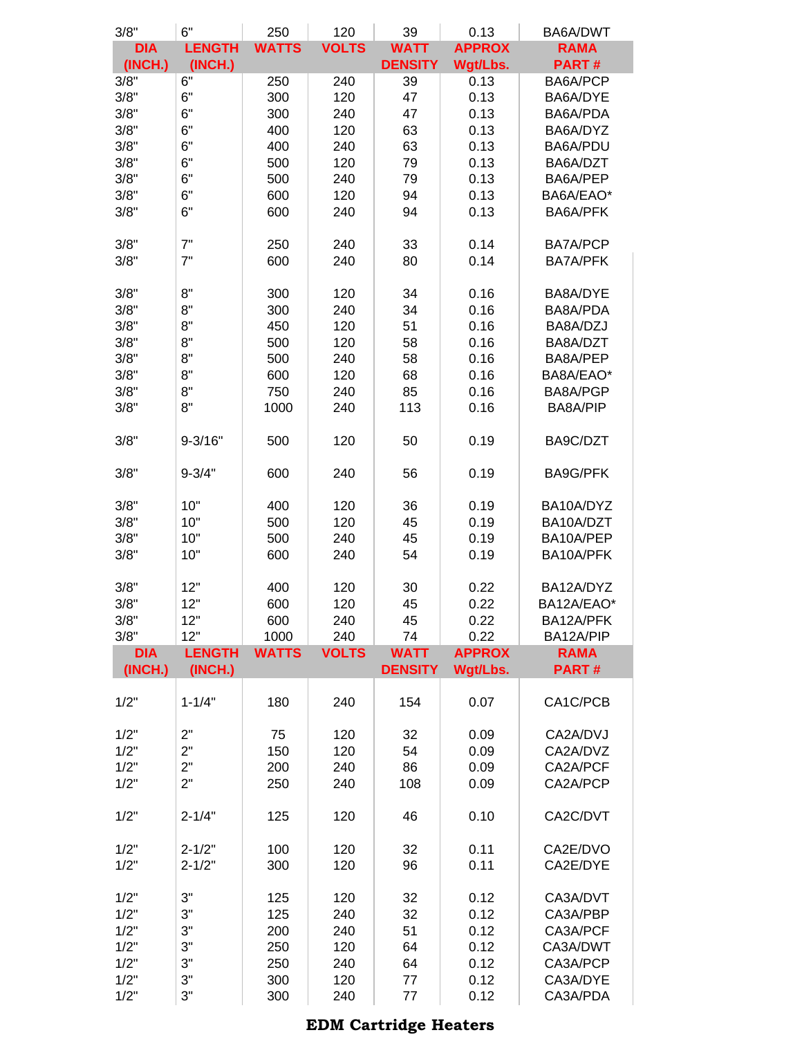| DIA (INCH.) | LENGTH (INCH.) | WATTS | VOLTS | WATT DENSITY | APPROX Wgt/Lbs. | RAMA PART # |
|---|---|---|---|---|---|---|
| 3/8" | 6" | 250 | 120 | 39 | 0.13 | BA6A/DWT |
| 3/8" | 6" | 250 | 240 | 39 | 0.13 | BA6A/PCP |
| 3/8" | 6" | 300 | 120 | 47 | 0.13 | BA6A/DYE |
| 3/8" | 6" | 300 | 240 | 47 | 0.13 | BA6A/PDA |
| 3/8" | 6" | 400 | 120 | 63 | 0.13 | BA6A/DYZ |
| 3/8" | 6" | 400 | 240 | 63 | 0.13 | BA6A/PDU |
| 3/8" | 6" | 500 | 120 | 79 | 0.13 | BA6A/DZT |
| 3/8" | 6" | 500 | 240 | 79 | 0.13 | BA6A/PEP |
| 3/8" | 6" | 600 | 120 | 94 | 0.13 | BA6A/EAO* |
| 3/8" | 6" | 600 | 240 | 94 | 0.13 | BA6A/PFK |
| 3/8" | 7" | 250 | 240 | 33 | 0.14 | BA7A/PCP |
| 3/8" | 7" | 600 | 240 | 80 | 0.14 | BA7A/PFK |
| 3/8" | 8" | 300 | 120 | 34 | 0.16 | BA8A/DYE |
| 3/8" | 8" | 300 | 240 | 34 | 0.16 | BA8A/PDA |
| 3/8" | 8" | 450 | 120 | 51 | 0.16 | BA8A/DZJ |
| 3/8" | 8" | 500 | 120 | 58 | 0.16 | BA8A/DZT |
| 3/8" | 8" | 500 | 240 | 58 | 0.16 | BA8A/PEP |
| 3/8" | 8" | 600 | 120 | 68 | 0.16 | BA8A/EAO* |
| 3/8" | 8" | 750 | 240 | 85 | 0.16 | BA8A/PGP |
| 3/8" | 8" | 1000 | 240 | 113 | 0.16 | BA8A/PIP |
| 3/8" | 9-3/16" | 500 | 120 | 50 | 0.19 | BA9C/DZT |
| 3/8" | 9-3/4" | 600 | 240 | 56 | 0.19 | BA9G/PFK |
| 3/8" | 10" | 400 | 120 | 36 | 0.19 | BA10A/DYZ |
| 3/8" | 10" | 500 | 120 | 45 | 0.19 | BA10A/DZT |
| 3/8" | 10" | 500 | 240 | 45 | 0.19 | BA10A/PEP |
| 3/8" | 10" | 600 | 240 | 54 | 0.19 | BA10A/PFK |
| 3/8" | 12" | 400 | 120 | 30 | 0.22 | BA12A/DYZ |
| 3/8" | 12" | 600 | 120 | 45 | 0.22 | BA12A/EAO* |
| 3/8" | 12" | 600 | 240 | 45 | 0.22 | BA12A/PFK |
| 3/8" | 12" | 1000 | 240 | 74 | 0.22 | BA12A/PIP |

| DIA (INCH.) | LENGTH (INCH.) | WATTS | VOLTS | WATT DENSITY | APPROX Wgt/Lbs. | RAMA PART # |
|---|---|---|---|---|---|---|
| 1/2" | 1-1/4" | 180 | 240 | 154 | 0.07 | CA1C/PCB |
| 1/2" | 2" | 75 | 120 | 32 | 0.09 | CA2A/DVJ |
| 1/2" | 2" | 150 | 120 | 54 | 0.09 | CA2A/DVZ |
| 1/2" | 2" | 200 | 240 | 86 | 0.09 | CA2A/PCF |
| 1/2" | 2" | 250 | 240 | 108 | 0.09 | CA2A/PCP |
| 1/2" | 2-1/4" | 125 | 120 | 46 | 0.10 | CA2C/DVT |
| 1/2" | 2-1/2" | 100 | 120 | 32 | 0.11 | CA2E/DVO |
| 1/2" | 2-1/2" | 300 | 120 | 96 | 0.11 | CA2E/DYE |
| 1/2" | 3" | 125 | 120 | 32 | 0.12 | CA3A/DVT |
| 1/2" | 3" | 125 | 240 | 32 | 0.12 | CA3A/PBP |
| 1/2" | 3" | 200 | 240 | 51 | 0.12 | CA3A/PCF |
| 1/2" | 3" | 250 | 120 | 64 | 0.12 | CA3A/DWT |
| 1/2" | 3" | 250 | 240 | 64 | 0.12 | CA3A/PCP |
| 1/2" | 3" | 300 | 120 | 77 | 0.12 | CA3A/DYE |
| 1/2" | 3" | 300 | 240 | 77 | 0.12 | CA3A/PDA |

**EDM Cartridge Heaters**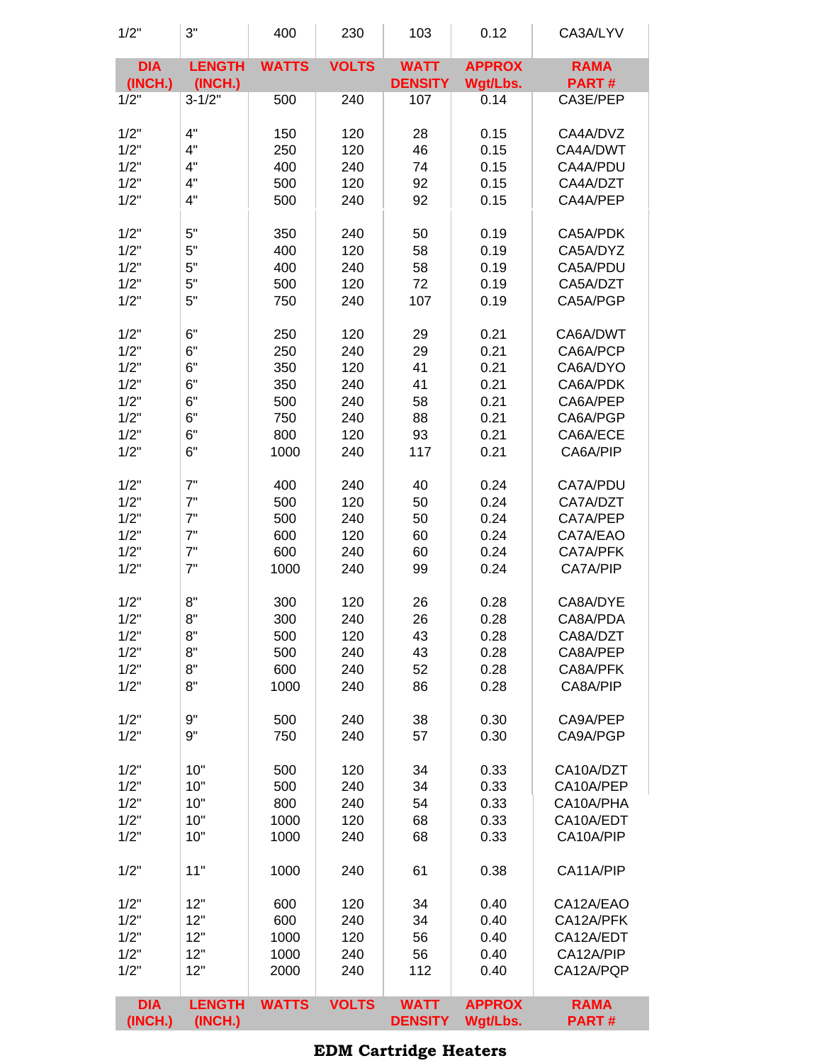| 1/2" | 3" | 400 | 230 | 103 | 0.12 | CA3A/LYV |
|---|---|---|---|---|---|---|
| **DIA (INCH.)** | **LENGTH (INCH.)** | **WATTS** | **VOLTS** | **WATT DENSITY** | **APPROX Wgt/Lbs.** | **RAMA PART #** |
| 1/2" | 3-1/2" | 500 | 240 | 107 | 0.14 | CA3E/PEP |
| | | | | | | |
| 1/2" | 4" | 150 | 120 | 28 | 0.15 | CA4A/DVZ |
| 1/2" | 4" | 250 | 120 | 46 | 0.15 | CA4A/DWT |
| 1/2" | 4" | 400 | 240 | 74 | 0.15 | CA4A/PDU |
| 1/2" | 4" | 500 | 120 | 92 | 0.15 | CA4A/DZT |
| 1/2" | 4" | 500 | 240 | 92 | 0.15 | CA4A/PEP |
| | | | | | | |
| 1/2" | 5" | 350 | 240 | 50 | 0.19 | CA5A/PDK |
| 1/2" | 5" | 400 | 120 | 58 | 0.19 | CA5A/DYZ |
| 1/2" | 5" | 400 | 240 | 58 | 0.19 | CA5A/PDU |
| 1/2" | 5" | 500 | 120 | 72 | 0.19 | CA5A/DZT |
| 1/2" | 5" | 750 | 240 | 107 | 0.19 | CA5A/PGP |
| | | | | | | |
| 1/2" | 6" | 250 | 120 | 29 | 0.21 | CA6A/DWT |
| 1/2" | 6" | 250 | 240 | 29 | 0.21 | CA6A/PCP |
| 1/2" | 6" | 350 | 120 | 41 | 0.21 | CA6A/DYO |
| 1/2" | 6" | 350 | 240 | 41 | 0.21 | CA6A/PDK |
| 1/2" | 6" | 500 | 240 | 58 | 0.21 | CA6A/PEP |
| 1/2" | 6" | 750 | 240 | 88 | 0.21 | CA6A/PGP |
| 1/2" | 6" | 800 | 120 | 93 | 0.21 | CA6A/ECE |
| 1/2" | 6" | 1000 | 240 | 117 | 0.21 | CA6A/PIP |
| | | | | | | |
| 1/2" | 7" | 400 | 240 | 40 | 0.24 | CA7A/PDU |
| 1/2" | 7" | 500 | 120 | 50 | 0.24 | CA7A/DZT |
| 1/2" | 7" | 500 | 240 | 50 | 0.24 | CA7A/PEP |
| 1/2" | 7" | 600 | 120 | 60 | 0.24 | CA7A/EAO |
| 1/2" | 7" | 600 | 240 | 60 | 0.24 | CA7A/PFK |
| 1/2" | 7" | 1000 | 240 | 99 | 0.24 | CA7A/PIP |
| | | | | | | |
| 1/2" | 8" | 300 | 120 | 26 | 0.28 | CA8A/DYE |
| 1/2" | 8" | 300 | 240 | 26 | 0.28 | CA8A/PDA |
| 1/2" | 8" | 500 | 120 | 43 | 0.28 | CA8A/DZT |
| 1/2" | 8" | 500 | 240 | 43 | 0.28 | CA8A/PEP |
| 1/2" | 8" | 600 | 240 | 52 | 0.28 | CA8A/PFK |
| 1/2" | 8" | 1000 | 240 | 86 | 0.28 | CA8A/PIP |
| | | | | | | |
| 1/2" | 9" | 500 | 240 | 38 | 0.30 | CA9A/PEP |
| 1/2" | 9" | 750 | 240 | 57 | 0.30 | CA9A/PGP |
| | | | | | | |
| 1/2" | 10" | 500 | 120 | 34 | 0.33 | CA10A/DZT |
| 1/2" | 10" | 500 | 240 | 34 | 0.33 | CA10A/PEP |
| 1/2" | 10" | 800 | 240 | 54 | 0.33 | CA10A/PHA |
| 1/2" | 10" | 1000 | 120 | 68 | 0.33 | CA10A/EDT |
| 1/2" | 10" | 1000 | 240 | 68 | 0.33 | CA10A/PIP |
| | | | | | | |
| 1/2" | 11" | 1000 | 240 | 61 | 0.38 | CA11A/PIP |
| | | | | | | |
| 1/2" | 12" | 600 | 120 | 34 | 0.40 | CA12A/EAO |
| 1/2" | 12" | 600 | 240 | 34 | 0.40 | CA12A/PFK |
| 1/2" | 12" | 1000 | 120 | 56 | 0.40 | CA12A/EDT |
| 1/2" | 12" | 1000 | 240 | 56 | 0.40 | CA12A/PIP |
| 1/2" | 12" | 2000 | 240 | 112 | 0.40 | CA12A/PQP |
| **DIA (INCH.)** | **LENGTH (INCH.)** | **WATTS** | **VOLTS** | **WATT DENSITY** | **APPROX Wgt/Lbs.** | **RAMA PART #** |

**EDM Cartridge Heaters**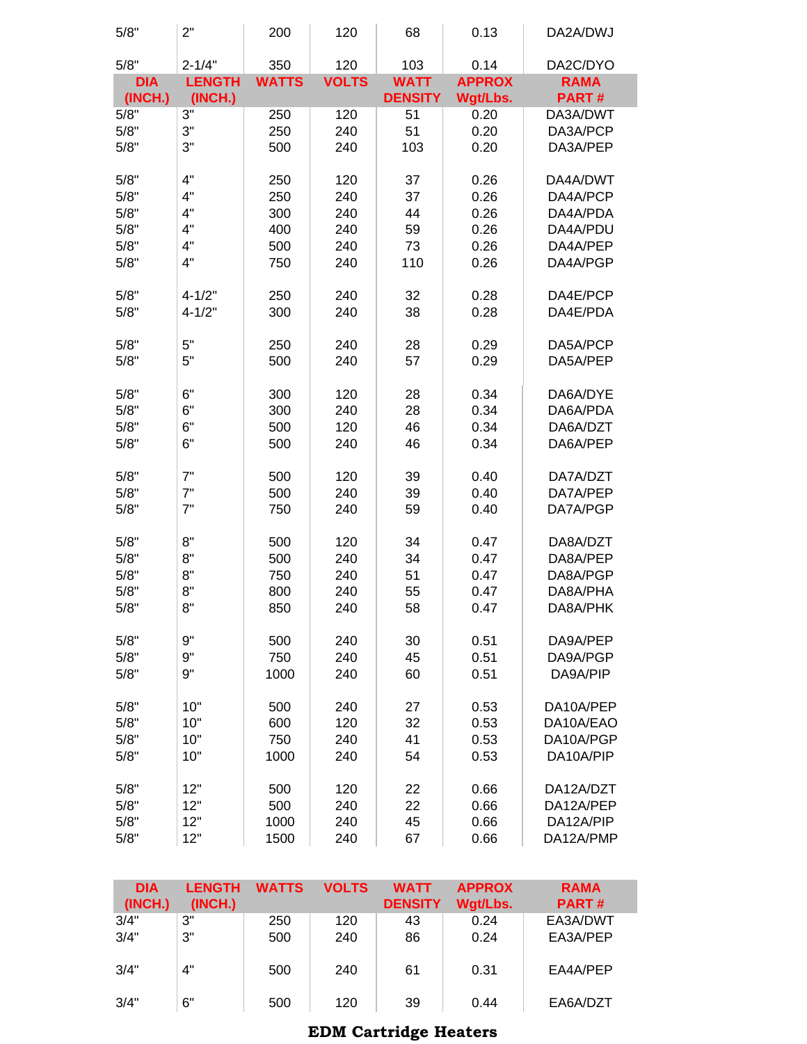| DIA (INCH.) | LENGTH (INCH.) | WATTS | VOLTS | WATT DENSITY | APPROX Wgt/Lbs. | RAMA PART # |
|---|---|---|---|---|---|---|
| 5/8" | 2" | 200 | 120 | 68 | 0.13 | DA2A/DWJ |
| 5/8" | 2-1/4" | 350 | 120 | 103 | 0.14 | DA2C/DYO |

| DIA (INCH.) | LENGTH (INCH.) | WATTS | VOLTS | WATT DENSITY | APPROX Wgt/Lbs. | RAMA PART # |
|---|---|---|---|---|---|---|
| 5/8" | 3" | 250 | 120 | 51 | 0.20 | DA3A/DWT |
| 5/8" | 3" | 250 | 240 | 51 | 0.20 | DA3A/PCP |
| 5/8" | 3" | 500 | 240 | 103 | 0.20 | DA3A/PEP |
| 5/8" | 4" | 250 | 120 | 37 | 0.26 | DA4A/DWT |
| 5/8" | 4" | 250 | 240 | 37 | 0.26 | DA4A/PCP |
| 5/8" | 4" | 300 | 240 | 44 | 0.26 | DA4A/PDA |
| 5/8" | 4" | 400 | 240 | 59 | 0.26 | DA4A/PDU |
| 5/8" | 4" | 500 | 240 | 73 | 0.26 | DA4A/PEP |
| 5/8" | 4" | 750 | 240 | 110 | 0.26 | DA4A/PGP |
| 5/8" | 4-1/2" | 250 | 240 | 32 | 0.28 | DA4E/PCP |
| 5/8" | 4-1/2" | 300 | 240 | 38 | 0.28 | DA4E/PDA |
| 5/8" | 5" | 250 | 240 | 28 | 0.29 | DA5A/PCP |
| 5/8" | 5" | 500 | 240 | 57 | 0.29 | DA5A/PEP |
| 5/8" | 6" | 300 | 120 | 28 | 0.34 | DA6A/DYE |
| 5/8" | 6" | 300 | 240 | 28 | 0.34 | DA6A/PDA |
| 5/8" | 6" | 500 | 120 | 46 | 0.34 | DA6A/DZT |
| 5/8" | 6" | 500 | 240 | 46 | 0.34 | DA6A/PEP |
| 5/8" | 7" | 500 | 120 | 39 | 0.40 | DA7A/DZT |
| 5/8" | 7" | 500 | 240 | 39 | 0.40 | DA7A/PEP |
| 5/8" | 7" | 750 | 240 | 59 | 0.40 | DA7A/PGP |
| 5/8" | 8" | 500 | 120 | 34 | 0.47 | DA8A/DZT |
| 5/8" | 8" | 500 | 240 | 34 | 0.47 | DA8A/PEP |
| 5/8" | 8" | 750 | 240 | 51 | 0.47 | DA8A/PGP |
| 5/8" | 8" | 800 | 240 | 55 | 0.47 | DA8A/PHA |
| 5/8" | 8" | 850 | 240 | 58 | 0.47 | DA8A/PHK |
| 5/8" | 9" | 500 | 240 | 30 | 0.51 | DA9A/PEP |
| 5/8" | 9" | 750 | 240 | 45 | 0.51 | DA9A/PGP |
| 5/8" | 9" | 1000 | 240 | 60 | 0.51 | DA9A/PIP |
| 5/8" | 10" | 500 | 240 | 27 | 0.53 | DA10A/PEP |
| 5/8" | 10" | 600 | 120 | 32 | 0.53 | DA10A/EAO |
| 5/8" | 10" | 750 | 240 | 41 | 0.53 | DA10A/PGP |
| 5/8" | 10" | 1000 | 240 | 54 | 0.53 | DA10A/PIP |
| 5/8" | 12" | 500 | 120 | 22 | 0.66 | DA12A/DZT |
| 5/8" | 12" | 500 | 240 | 22 | 0.66 | DA12A/PEP |
| 5/8" | 12" | 1000 | 240 | 45 | 0.66 | DA12A/PIP |
| 5/8" | 12" | 1500 | 240 | 67 | 0.66 | DA12A/PMP |

| DIA (INCH.) | LENGTH (INCH.) | WATTS | VOLTS | WATT DENSITY | APPROX Wgt/Lbs. | RAMA PART # |
|---|---|---|---|---|---|---|
| 3/4" | 3" | 250 | 120 | 43 | 0.24 | EA3A/DWT |
| 3/4" | 3" | 500 | 240 | 86 | 0.24 | EA3A/PEP |
| 3/4" | 4" | 500 | 240 | 61 | 0.31 | EA4A/PEP |
| 3/4" | 6" | 500 | 120 | 39 | 0.44 | EA6A/DZT |

**EDM Cartridge Heaters**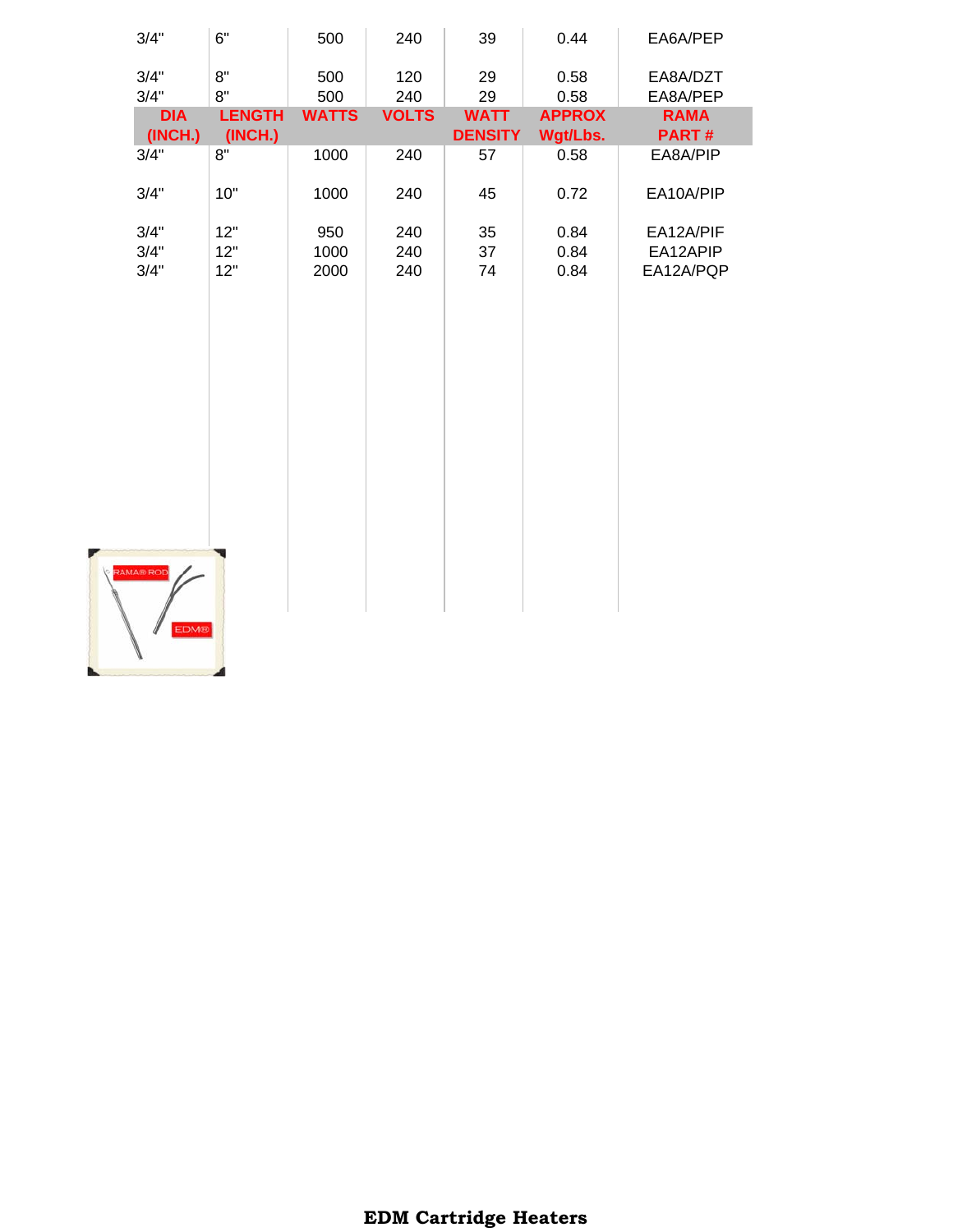| DIA (INCH.) | LENGTH (INCH.) | WATTS | VOLTS | WATT DENSITY | APPROX Wgt/Lbs. | RAMA PART # |
|---|---|---|---|---|---|---|
| 3/4" | 6" | 500 | 240 | 39 | 0.44 | EA6A/PEP |
| 3/4" | 8" | 500 | 120 | 29 | 0.58 | EA8A/DZT |
| 3/4" | 8" | 500 | 240 | 29 | 0.58 | EA8A/PEP |
| 3/4" | 8" | 1000 | 240 | 57 | 0.58 | EA8A/PIP |
| 3/4" | 10" | 1000 | 240 | 45 | 0.72 | EA10A/PIP |
| 3/4" | 12" | 950 | 240 | 35 | 0.84 | EA12A/PIF |
| 3/4" | 12" | 1000 | 240 | 37 | 0.84 | EA12APIP |
| 3/4" | 12" | 2000 | 240 | 74 | 0.84 | EA12A/PQP |

**EDM Cartridge Heaters**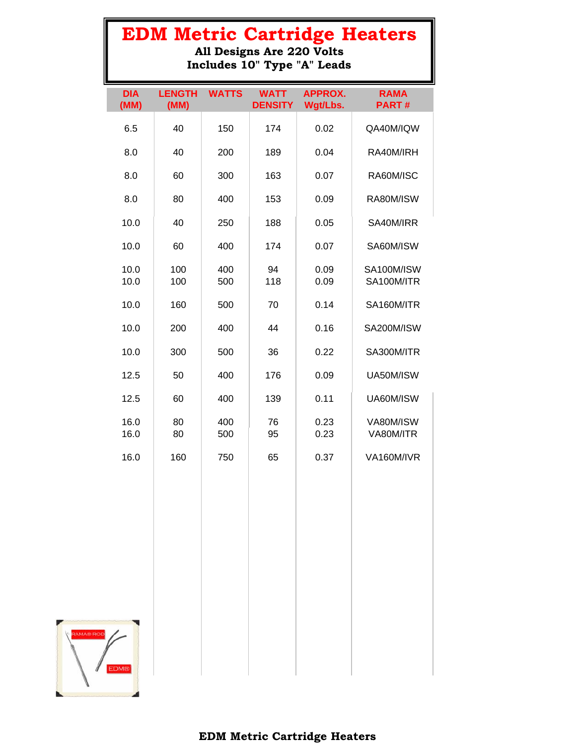# EDM Metric Cartridge Heaters

**All Designs Are 220 Volts**
**Includes 10" Type "A" Leads**

| DIA (MM) | LENGTH (MM) | WATTS | WATT DENSITY | APPROX. Wgt/Lbs. | RAMA PART # |
|---|---|---|---|---|---|
| 6.5 | 40 | 150 | 174 | 0.02 | QA40M/IQW |
| 8.0 | 40 | 200 | 189 | 0.04 | RA40M/IRH |
| 8.0 | 60 | 300 | 163 | 0.07 | RA60M/ISC |
| 8.0 | 80 | 400 | 153 | 0.09 | RA80M/ISW |
| 10.0 | 40 | 250 | 188 | 0.05 | SA40M/IRR |
| 10.0 | 60 | 400 | 174 | 0.07 | SA60M/ISW |
| 10.0 | 100 | 400 | 94 | 0.09 | SA100M/ISW |
| 10.0 | 100 | 500 | 118 | 0.09 | SA100M/ITR |
| 10.0 | 160 | 500 | 70 | 0.14 | SA160M/ITR |
| 10.0 | 200 | 400 | 44 | 0.16 | SA200M/ISW |
| 10.0 | 300 | 500 | 36 | 0.22 | SA300M/ITR |
| 12.5 | 50 | 400 | 176 | 0.09 | UA50M/ISW |
| 12.5 | 60 | 400 | 139 | 0.11 | UA60M/ISW |
| 16.0 | 80 | 400 | 76 | 0.23 | VA80M/ISW |
| 16.0 | 80 | 500 | 95 | 0.23 | VA80M/ITR |
| 16.0 | 160 | 750 | 65 | 0.37 | VA160M/IVR |

RAMA® ROD

EDM®